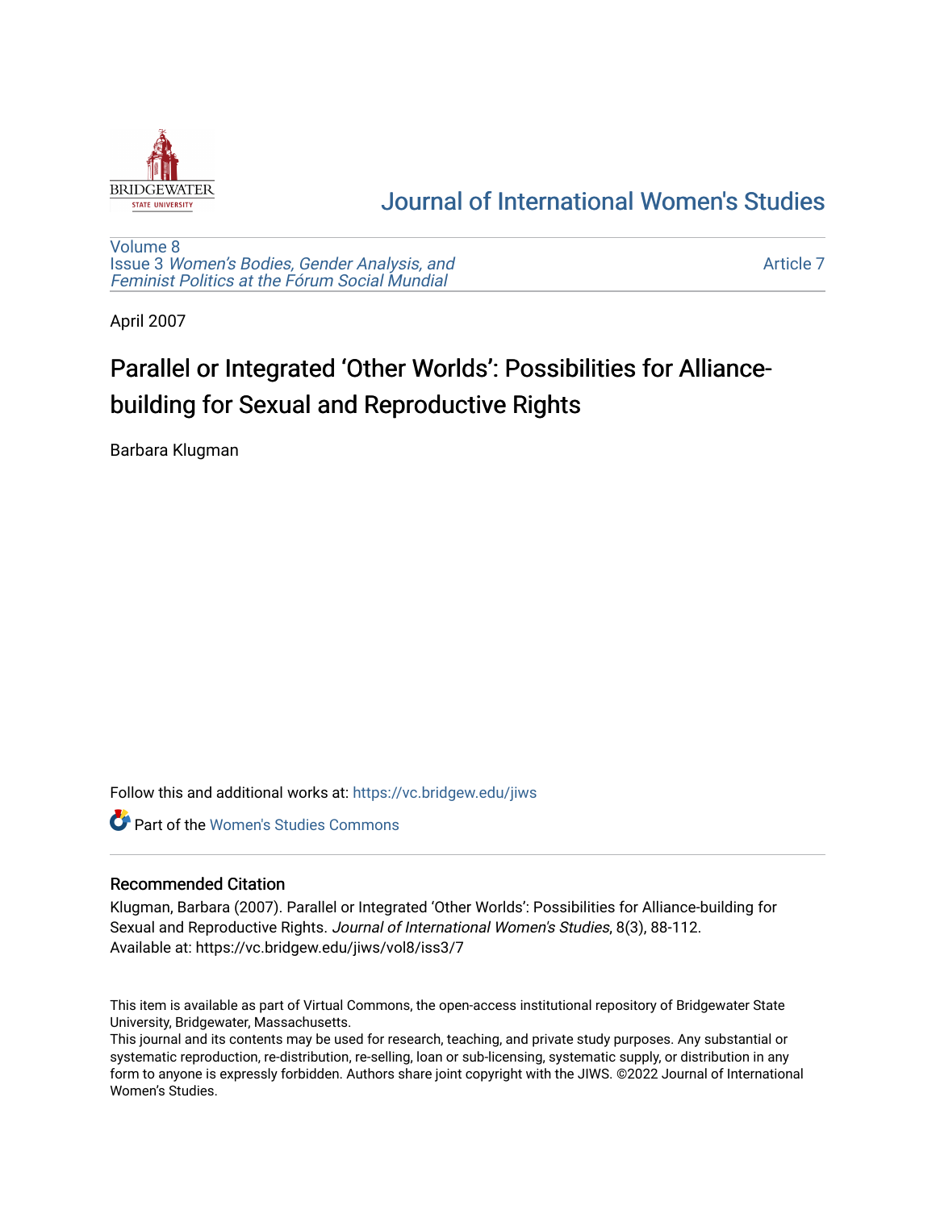# Journal of International Women's Studies

Volume 8
Issue 3 *Women's Bodies, Gender Analysis, and Feminist Politics at the Fórum Social Mundial*

Article 7

April 2007

## Parallel or Integrated 'Other Worlds': Possibilities for Alliance-building for Sexual and Reproductive Rights

Barbara Klugman

Follow this and additional works at: https://vc.bridgew.edu/jiws

Part of the Women's Studies Commons

### Recommended Citation

Klugman, Barbara (2007). Parallel or Integrated 'Other Worlds': Possibilities for Alliance-building for Sexual and Reproductive Rights. *Journal of International Women's Studies*, 8(3), 88-112.
Available at: https://vc.bridgew.edu/jiws/vol8/iss3/7

This item is available as part of Virtual Commons, the open-access institutional repository of Bridgewater State University, Bridgewater, Massachusetts.
This journal and its contents may be used for research, teaching, and private study purposes. Any substantial or systematic reproduction, re-distribution, re-selling, loan or sub-licensing, systematic supply, or distribution in any form to anyone is expressly forbidden. Authors share joint copyright with the JIWS. ©2022 Journal of International Women's Studies.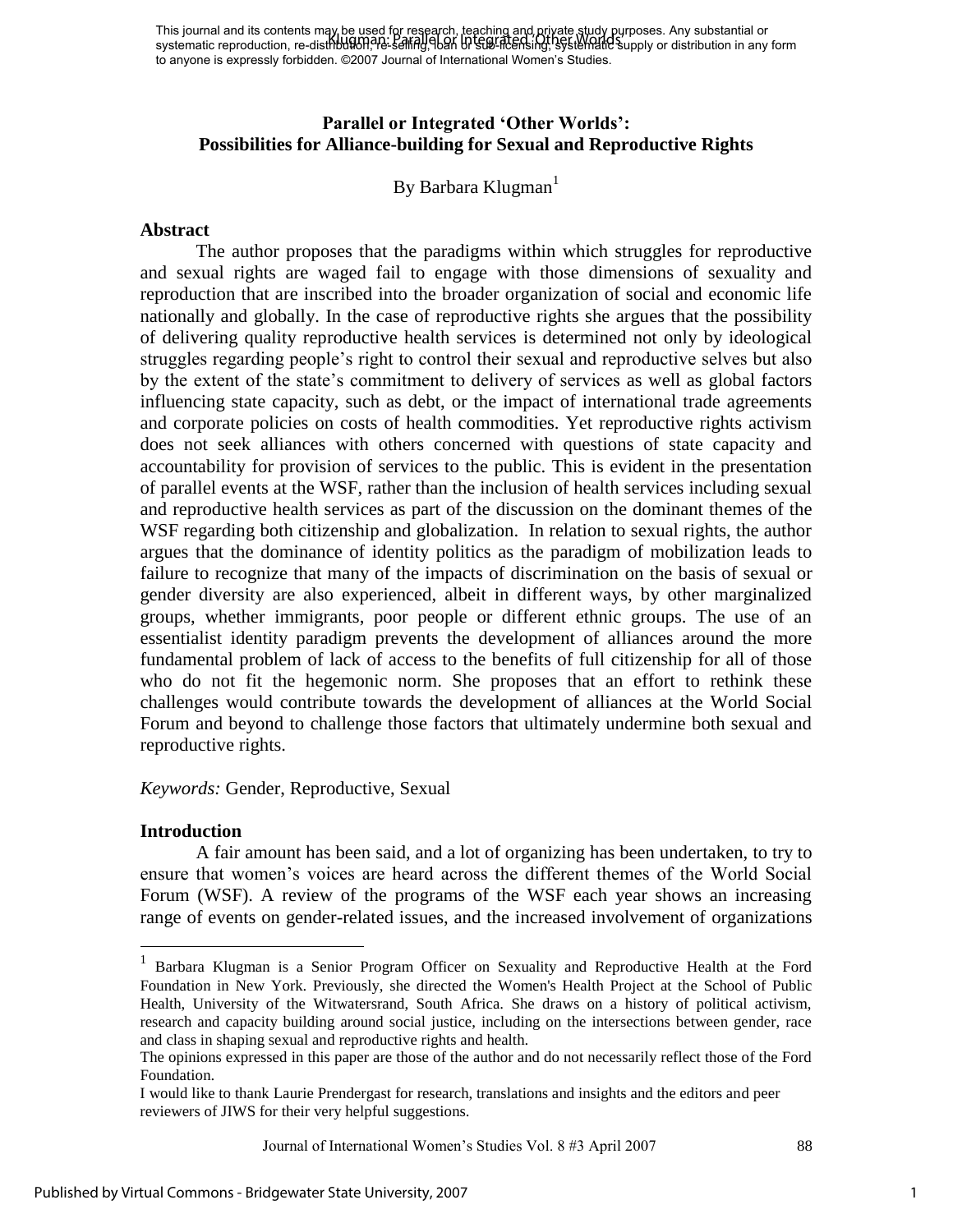# Parallel or Integrated 'Other Worlds': Possibilities for Alliance-building for Sexual and Reproductive Rights

By Barbara Klugman[1]

## Abstract

The author proposes that the paradigms within which struggles for reproductive and sexual rights are waged fail to engage with those dimensions of sexuality and reproduction that are inscribed into the broader organization of social and economic life nationally and globally. In the case of reproductive rights she argues that the possibility of delivering quality reproductive health services is determined not only by ideological struggles regarding people's right to control their sexual and reproductive selves but also by the extent of the state's commitment to delivery of services as well as global factors influencing state capacity, such as debt, or the impact of international trade agreements and corporate policies on costs of health commodities. Yet reproductive rights activism does not seek alliances with others concerned with questions of state capacity and accountability for provision of services to the public. This is evident in the presentation of parallel events at the WSF, rather than the inclusion of health services including sexual and reproductive health services as part of the discussion on the dominant themes of the WSF regarding both citizenship and globalization. In relation to sexual rights, the author argues that the dominance of identity politics as the paradigm of mobilization leads to failure to recognize that many of the impacts of discrimination on the basis of sexual or gender diversity are also experienced, albeit in different ways, by other marginalized groups, whether immigrants, poor people or different ethnic groups. The use of an essentialist identity paradigm prevents the development of alliances around the more fundamental problem of lack of access to the benefits of full citizenship for all of those who do not fit the hegemonic norm. She proposes that an effort to rethink these challenges would contribute towards the development of alliances at the World Social Forum and beyond to challenge those factors that ultimately undermine both sexual and reproductive rights.

*Keywords:* Gender, Reproductive, Sexual

## Introduction

A fair amount has been said, and a lot of organizing has been undertaken, to try to ensure that women's voices are heard across the different themes of the World Social Forum (WSF). A review of the programs of the WSF each year shows an increasing range of events on gender-related issues, and the increased involvement of organizations

---

[1] Barbara Klugman is a Senior Program Officer on Sexuality and Reproductive Health at the Ford Foundation in New York. Previously, she directed the Women's Health Project at the School of Public Health, University of the Witwatersrand, South Africa. She draws on a history of political activism, research and capacity building around social justice, including on the intersections between gender, race and class in shaping sexual and reproductive rights and health.

The opinions expressed in this paper are those of the author and do not necessarily reflect those of the Ford Foundation.

I would like to thank Laurie Prendergast for research, translations and insights and the editors and peer reviewers of JIWS for their very helpful suggestions.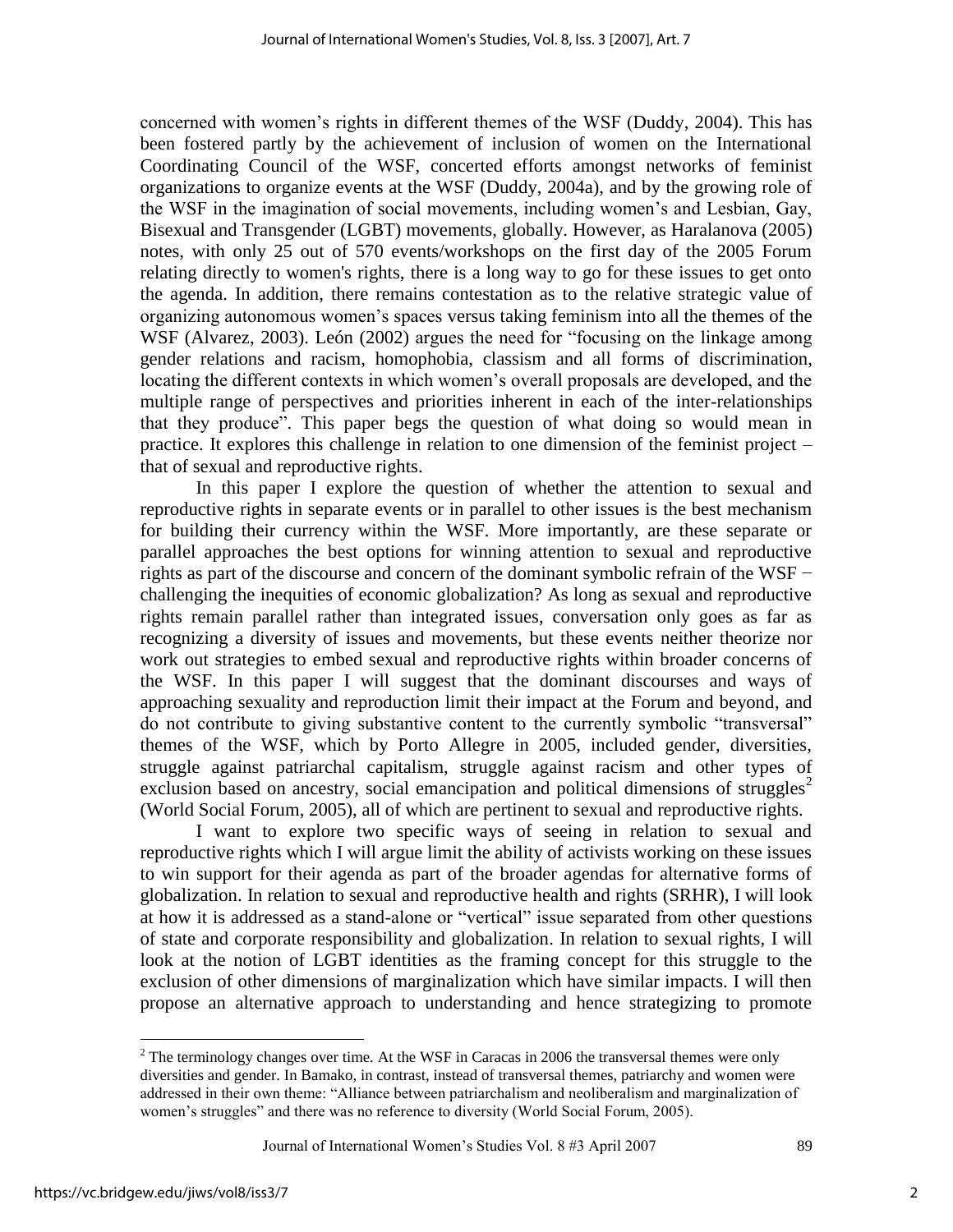concerned with women's rights in different themes of the WSF (Duddy, 2004). This has been fostered partly by the achievement of inclusion of women on the International Coordinating Council of the WSF, concerted efforts amongst networks of feminist organizations to organize events at the WSF (Duddy, 2004a), and by the growing role of the WSF in the imagination of social movements, including women's and Lesbian, Gay, Bisexual and Transgender (LGBT) movements, globally. However, as Haralanova (2005) notes, with only 25 out of 570 events/workshops on the first day of the 2005 Forum relating directly to women's rights, there is a long way to go for these issues to get onto the agenda. In addition, there remains contestation as to the relative strategic value of organizing autonomous women's spaces versus taking feminism into all the themes of the WSF (Alvarez, 2003). León (2002) argues the need for "focusing on the linkage among gender relations and racism, homophobia, classism and all forms of discrimination, locating the different contexts in which women's overall proposals are developed, and the multiple range of perspectives and priorities inherent in each of the inter-relationships that they produce". This paper begs the question of what doing so would mean in practice. It explores this challenge in relation to one dimension of the feminist project – that of sexual and reproductive rights.

In this paper I explore the question of whether the attention to sexual and reproductive rights in separate events or in parallel to other issues is the best mechanism for building their currency within the WSF. More importantly, are these separate or parallel approaches the best options for winning attention to sexual and reproductive rights as part of the discourse and concern of the dominant symbolic refrain of the WSF − challenging the inequities of economic globalization? As long as sexual and reproductive rights remain parallel rather than integrated issues, conversation only goes as far as recognizing a diversity of issues and movements, but these events neither theorize nor work out strategies to embed sexual and reproductive rights within broader concerns of the WSF. In this paper I will suggest that the dominant discourses and ways of approaching sexuality and reproduction limit their impact at the Forum and beyond, and do not contribute to giving substantive content to the currently symbolic "transversal" themes of the WSF, which by Porto Allegre in 2005, included gender, diversities, struggle against patriarchal capitalism, struggle against racism and other types of exclusion based on ancestry, social emancipation and political dimensions of struggles[2] (World Social Forum, 2005), all of which are pertinent to sexual and reproductive rights.

I want to explore two specific ways of seeing in relation to sexual and reproductive rights which I will argue limit the ability of activists working on these issues to win support for their agenda as part of the broader agendas for alternative forms of globalization. In relation to sexual and reproductive health and rights (SRHR), I will look at how it is addressed as a stand-alone or "vertical" issue separated from other questions of state and corporate responsibility and globalization. In relation to sexual rights, I will look at the notion of LGBT identities as the framing concept for this struggle to the exclusion of other dimensions of marginalization which have similar impacts. I will then propose an alternative approach to understanding and hence strategizing to promote

[2] The terminology changes over time. At the WSF in Caracas in 2006 the transversal themes were only diversities and gender. In Bamako, in contrast, instead of transversal themes, patriarchy and women were addressed in their own theme: "Alliance between patriarchalism and neoliberalism and marginalization of women's struggles" and there was no reference to diversity (World Social Forum, 2005).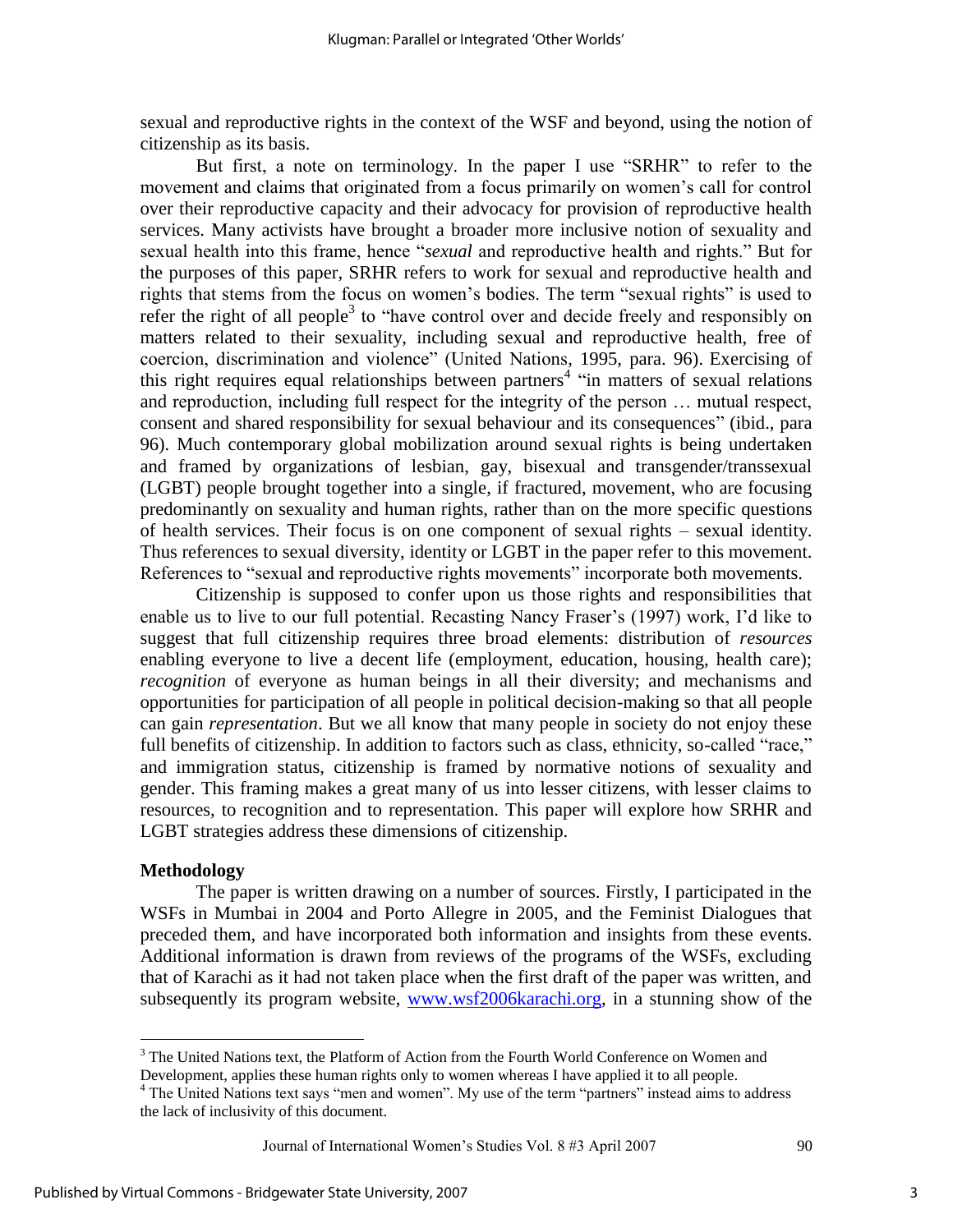sexual and reproductive rights in the context of the WSF and beyond, using the notion of citizenship as its basis.

But first, a note on terminology. In the paper I use "SRHR" to refer to the movement and claims that originated from a focus primarily on women's call for control over their reproductive capacity and their advocacy for provision of reproductive health services. Many activists have brought a broader more inclusive notion of sexuality and sexual health into this frame, hence "*sexual* and reproductive health and rights." But for the purposes of this paper, SRHR refers to work for sexual and reproductive health and rights that stems from the focus on women's bodies. The term "sexual rights" is used to refer the right of all people[3] to "have control over and decide freely and responsibly on matters related to their sexuality, including sexual and reproductive health, free of coercion, discrimination and violence" (United Nations, 1995, para. 96). Exercising of this right requires equal relationships between partners[4] "in matters of sexual relations and reproduction, including full respect for the integrity of the person … mutual respect, consent and shared responsibility for sexual behaviour and its consequences" (ibid., para 96). Much contemporary global mobilization around sexual rights is being undertaken and framed by organizations of lesbian, gay, bisexual and transgender/transsexual (LGBT) people brought together into a single, if fractured, movement, who are focusing predominantly on sexuality and human rights, rather than on the more specific questions of health services. Their focus is on one component of sexual rights – sexual identity. Thus references to sexual diversity, identity or LGBT in the paper refer to this movement. References to "sexual and reproductive rights movements" incorporate both movements.

Citizenship is supposed to confer upon us those rights and responsibilities that enable us to live to our full potential. Recasting Nancy Fraser's (1997) work, I'd like to suggest that full citizenship requires three broad elements: distribution of *resources* enabling everyone to live a decent life (employment, education, housing, health care); *recognition* of everyone as human beings in all their diversity; and mechanisms and opportunities for participation of all people in political decision-making so that all people can gain *representation*. But we all know that many people in society do not enjoy these full benefits of citizenship. In addition to factors such as class, ethnicity, so-called "race," and immigration status, citizenship is framed by normative notions of sexuality and gender. This framing makes a great many of us into lesser citizens, with lesser claims to resources, to recognition and to representation. This paper will explore how SRHR and LGBT strategies address these dimensions of citizenship.

**Methodology**

The paper is written drawing on a number of sources. Firstly, I participated in the WSFs in Mumbai in 2004 and Porto Allegre in 2005, and the Feminist Dialogues that preceded them, and have incorporated both information and insights from these events. Additional information is drawn from reviews of the programs of the WSFs, excluding that of Karachi as it had not taken place when the first draft of the paper was written, and subsequently its program website, www.wsf2006karachi.org, in a stunning show of the

---

[3] The United Nations text, the Platform of Action from the Fourth World Conference on Women and Development, applies these human rights only to women whereas I have applied it to all people.

[4] The United Nations text says "men and women". My use of the term "partners" instead aims to address the lack of inclusivity of this document.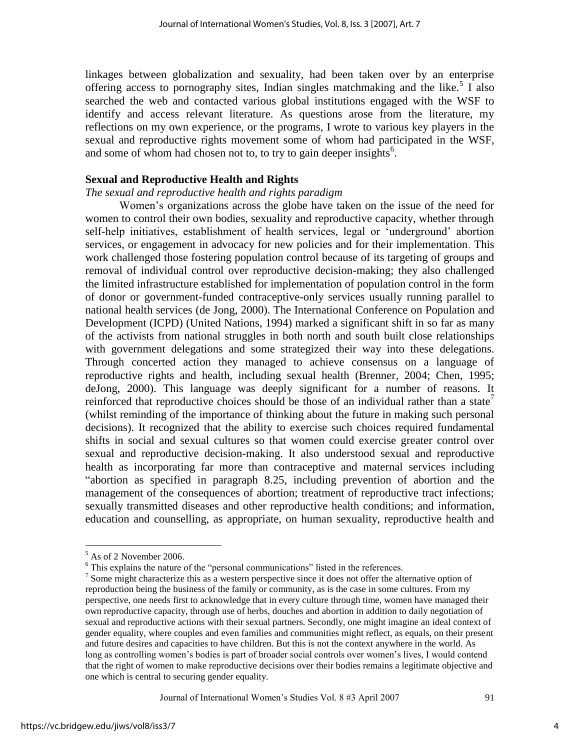linkages between globalization and sexuality, had been taken over by an enterprise offering access to pornography sites, Indian singles matchmaking and the like.[5] I also searched the web and contacted various global institutions engaged with the WSF to identify and access relevant literature. As questions arose from the literature, my reflections on my own experience, or the programs, I wrote to various key players in the sexual and reproductive rights movement some of whom had participated in the WSF, and some of whom had chosen not to, to try to gain deeper insights[6].

## Sexual and Reproductive Health and Rights

*The sexual and reproductive health and rights paradigm*

Women's organizations across the globe have taken on the issue of the need for women to control their own bodies, sexuality and reproductive capacity, whether through self-help initiatives, establishment of health services, legal or 'underground' abortion services, or engagement in advocacy for new policies and for their implementation. This work challenged those fostering population control because of its targeting of groups and removal of individual control over reproductive decision-making; they also challenged the limited infrastructure established for implementation of population control in the form of donor or government-funded contraceptive-only services usually running parallel to national health services (de Jong, 2000). The International Conference on Population and Development (ICPD) (United Nations, 1994) marked a significant shift in so far as many of the activists from national struggles in both north and south built close relationships with government delegations and some strategized their way into these delegations. Through concerted action they managed to achieve consensus on a language of reproductive rights and health, including sexual health (Brenner, 2004; Chen, 1995; deJong, 2000). This language was deeply significant for a number of reasons. It reinforced that reproductive choices should be those of an individual rather than a state[7] (whilst reminding of the importance of thinking about the future in making such personal decisions). It recognized that the ability to exercise such choices required fundamental shifts in social and sexual cultures so that women could exercise greater control over sexual and reproductive decision-making. It also understood sexual and reproductive health as incorporating far more than contraceptive and maternal services including "abortion as specified in paragraph 8.25, including prevention of abortion and the management of the consequences of abortion; treatment of reproductive tract infections; sexually transmitted diseases and other reproductive health conditions; and information, education and counselling, as appropriate, on human sexuality, reproductive health and

---

[5] As of 2 November 2006.

[6] This explains the nature of the "personal communications" listed in the references.

[7] Some might characterize this as a western perspective since it does not offer the alternative option of reproduction being the business of the family or community, as is the case in some cultures. From my perspective, one needs first to acknowledge that in every culture through time, women have managed their own reproductive capacity, through use of herbs, douches and abortion in addition to daily negotiation of sexual and reproductive actions with their sexual partners. Secondly, one might imagine an ideal context of gender equality, where couples and even families and communities might reflect, as equals, on their present and future desires and capacities to have children. But this is not the context anywhere in the world. As long as controlling women's bodies is part of broader social controls over women's lives, I would contend that the right of women to make reproductive decisions over their bodies remains a legitimate objective and one which is central to securing gender equality.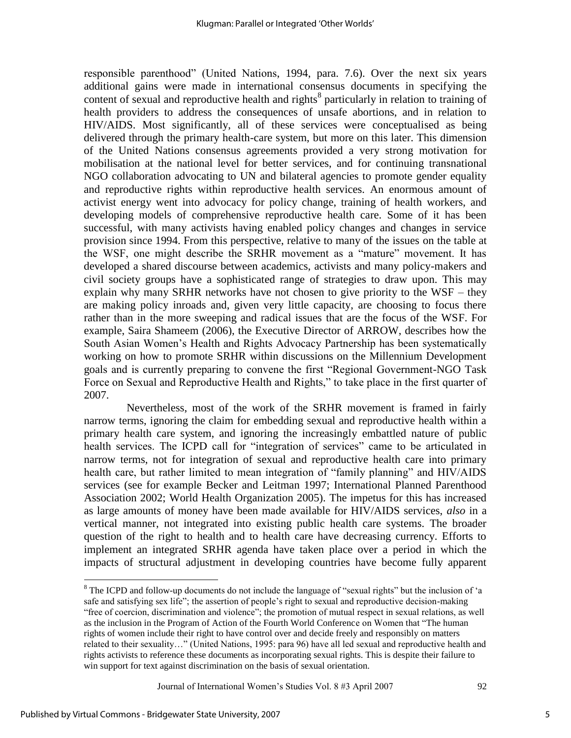responsible parenthood" (United Nations, 1994, para. 7.6). Over the next six years additional gains were made in international consensus documents in specifying the content of sexual and reproductive health and rights[8] particularly in relation to training of health providers to address the consequences of unsafe abortions, and in relation to HIV/AIDS. Most significantly, all of these services were conceptualised as being delivered through the primary health-care system, but more on this later. This dimension of the United Nations consensus agreements provided a very strong motivation for mobilisation at the national level for better services, and for continuing transnational NGO collaboration advocating to UN and bilateral agencies to promote gender equality and reproductive rights within reproductive health services. An enormous amount of activist energy went into advocacy for policy change, training of health workers, and developing models of comprehensive reproductive health care. Some of it has been successful, with many activists having enabled policy changes and changes in service provision since 1994. From this perspective, relative to many of the issues on the table at the WSF, one might describe the SRHR movement as a "mature" movement. It has developed a shared discourse between academics, activists and many policy-makers and civil society groups have a sophisticated range of strategies to draw upon. This may explain why many SRHR networks have not chosen to give priority to the WSF – they are making policy inroads and, given very little capacity, are choosing to focus there rather than in the more sweeping and radical issues that are the focus of the WSF. For example, Saira Shameem (2006), the Executive Director of ARROW, describes how the South Asian Women's Health and Rights Advocacy Partnership has been systematically working on how to promote SRHR within discussions on the Millennium Development goals and is currently preparing to convene the first "Regional Government-NGO Task Force on Sexual and Reproductive Health and Rights," to take place in the first quarter of 2007.

Nevertheless, most of the work of the SRHR movement is framed in fairly narrow terms, ignoring the claim for embedding sexual and reproductive health within a primary health care system, and ignoring the increasingly embattled nature of public health services. The ICPD call for "integration of services" came to be articulated in narrow terms, not for integration of sexual and reproductive health care into primary health care, but rather limited to mean integration of "family planning" and HIV/AIDS services (see for example Becker and Leitman 1997; International Planned Parenthood Association 2002; World Health Organization 2005). The impetus for this has increased as large amounts of money have been made available for HIV/AIDS services, *also* in a vertical manner, not integrated into existing public health care systems. The broader question of the right to health and to health care have decreasing currency. Efforts to implement an integrated SRHR agenda have taken place over a period in which the impacts of structural adjustment in developing countries have become fully apparent

[8] The ICPD and follow-up documents do not include the language of "sexual rights" but the inclusion of 'a safe and satisfying sex life"; the assertion of people's right to sexual and reproductive decision-making "free of coercion, discrimination and violence"; the promotion of mutual respect in sexual relations, as well as the inclusion in the Program of Action of the Fourth World Conference on Women that "The human rights of women include their right to have control over and decide freely and responsibly on matters related to their sexuality…" (United Nations, 1995: para 96) have all led sexual and reproductive health and rights activists to reference these documents as incorporating sexual rights. This is despite their failure to win support for text against discrimination on the basis of sexual orientation.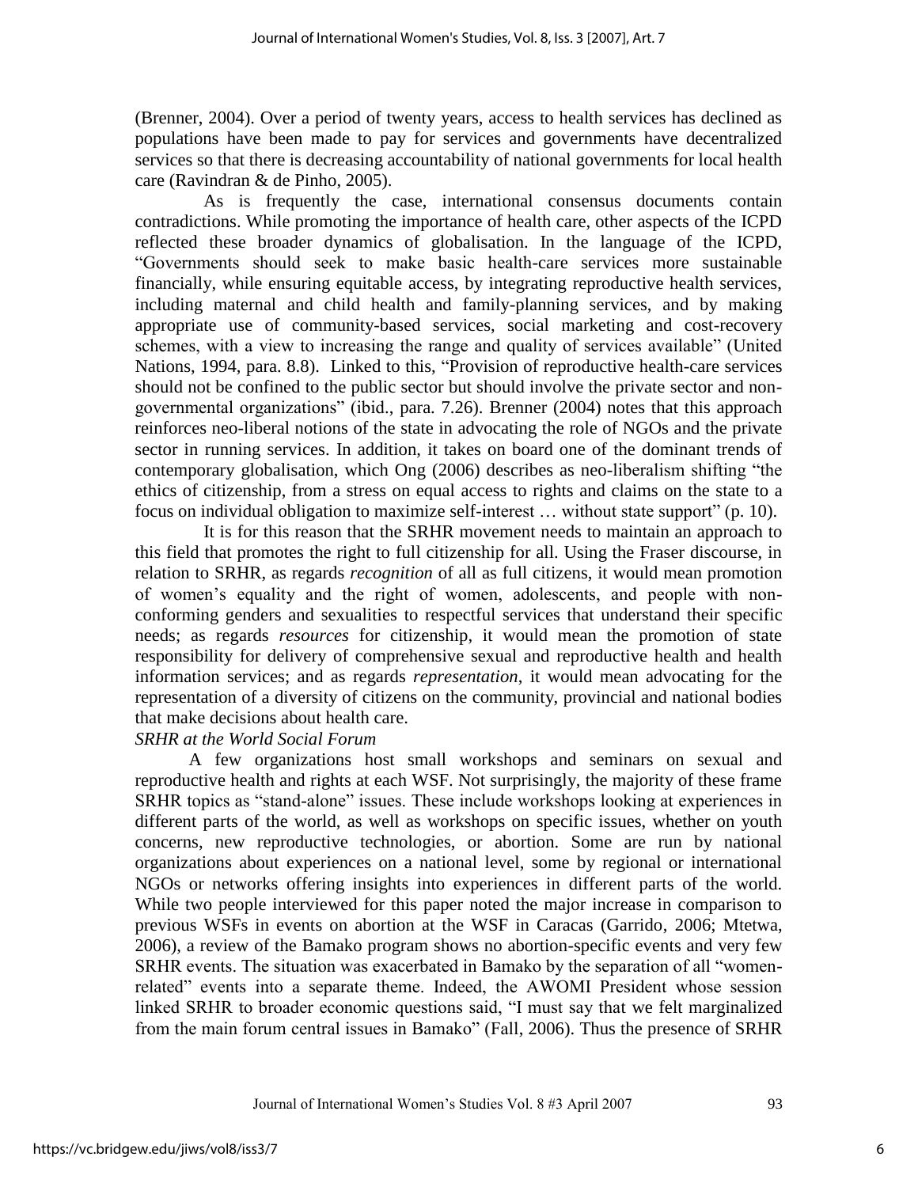(Brenner, 2004). Over a period of twenty years, access to health services has declined as populations have been made to pay for services and governments have decentralized services so that there is decreasing accountability of national governments for local health care (Ravindran & de Pinho, 2005).

As is frequently the case, international consensus documents contain contradictions. While promoting the importance of health care, other aspects of the ICPD reflected these broader dynamics of globalisation. In the language of the ICPD, "Governments should seek to make basic health-care services more sustainable financially, while ensuring equitable access, by integrating reproductive health services, including maternal and child health and family-planning services, and by making appropriate use of community-based services, social marketing and cost-recovery schemes, with a view to increasing the range and quality of services available" (United Nations, 1994, para. 8.8). Linked to this, "Provision of reproductive health-care services should not be confined to the public sector but should involve the private sector and non-governmental organizations" (ibid., para. 7.26). Brenner (2004) notes that this approach reinforces neo-liberal notions of the state in advocating the role of NGOs and the private sector in running services. In addition, it takes on board one of the dominant trends of contemporary globalisation, which Ong (2006) describes as neo-liberalism shifting "the ethics of citizenship, from a stress on equal access to rights and claims on the state to a focus on individual obligation to maximize self-interest … without state support" (p. 10).

It is for this reason that the SRHR movement needs to maintain an approach to this field that promotes the right to full citizenship for all. Using the Fraser discourse, in relation to SRHR, as regards *recognition* of all as full citizens, it would mean promotion of women's equality and the right of women, adolescents, and people with non-conforming genders and sexualities to respectful services that understand their specific needs; as regards *resources* for citizenship, it would mean the promotion of state responsibility for delivery of comprehensive sexual and reproductive health and health information services; and as regards *representation*, it would mean advocating for the representation of a diversity of citizens on the community, provincial and national bodies that make decisions about health care.

*SRHR at the World Social Forum*

A few organizations host small workshops and seminars on sexual and reproductive health and rights at each WSF. Not surprisingly, the majority of these frame SRHR topics as "stand-alone" issues. These include workshops looking at experiences in different parts of the world, as well as workshops on specific issues, whether on youth concerns, new reproductive technologies, or abortion. Some are run by national organizations about experiences on a national level, some by regional or international NGOs or networks offering insights into experiences in different parts of the world. While two people interviewed for this paper noted the major increase in comparison to previous WSFs in events on abortion at the WSF in Caracas (Garrido, 2006; Mtetwa, 2006), a review of the Bamako program shows no abortion-specific events and very few SRHR events. The situation was exacerbated in Bamako by the separation of all "women-related" events into a separate theme. Indeed, the AWOMI President whose session linked SRHR to broader economic questions said, "I must say that we felt marginalized from the main forum central issues in Bamako" (Fall, 2006). Thus the presence of SRHR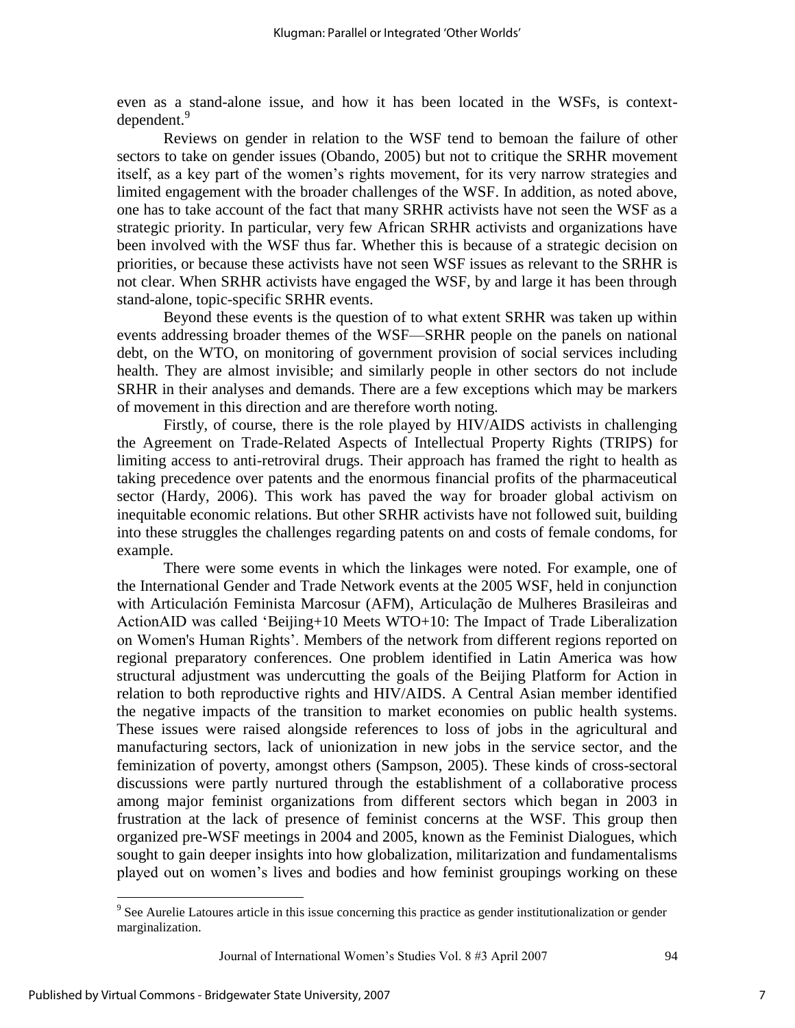even as a stand-alone issue, and how it has been located in the WSFs, is context-dependent.[9]

Reviews on gender in relation to the WSF tend to bemoan the failure of other sectors to take on gender issues (Obando, 2005) but not to critique the SRHR movement itself, as a key part of the women's rights movement, for its very narrow strategies and limited engagement with the broader challenges of the WSF. In addition, as noted above, one has to take account of the fact that many SRHR activists have not seen the WSF as a strategic priority. In particular, very few African SRHR activists and organizations have been involved with the WSF thus far. Whether this is because of a strategic decision on priorities, or because these activists have not seen WSF issues as relevant to the SRHR is not clear. When SRHR activists have engaged the WSF, by and large it has been through stand-alone, topic-specific SRHR events.

Beyond these events is the question of to what extent SRHR was taken up within events addressing broader themes of the WSF—SRHR people on the panels on national debt, on the WTO, on monitoring of government provision of social services including health. They are almost invisible; and similarly people in other sectors do not include SRHR in their analyses and demands. There are a few exceptions which may be markers of movement in this direction and are therefore worth noting.

Firstly, of course, there is the role played by HIV/AIDS activists in challenging the Agreement on Trade-Related Aspects of Intellectual Property Rights (TRIPS) for limiting access to anti-retroviral drugs. Their approach has framed the right to health as taking precedence over patents and the enormous financial profits of the pharmaceutical sector (Hardy, 2006). This work has paved the way for broader global activism on inequitable economic relations. But other SRHR activists have not followed suit, building into these struggles the challenges regarding patents on and costs of female condoms, for example.

There were some events in which the linkages were noted. For example, one of the International Gender and Trade Network events at the 2005 WSF, held in conjunction with Articulación Feminista Marcosur (AFM), Articulação de Mulheres Brasileiras and ActionAID was called 'Beijing+10 Meets WTO+10: The Impact of Trade Liberalization on Women's Human Rights'. Members of the network from different regions reported on regional preparatory conferences. One problem identified in Latin America was how structural adjustment was undercutting the goals of the Beijing Platform for Action in relation to both reproductive rights and HIV/AIDS. A Central Asian member identified the negative impacts of the transition to market economies on public health systems. These issues were raised alongside references to loss of jobs in the agricultural and manufacturing sectors, lack of unionization in new jobs in the service sector, and the feminization of poverty, amongst others (Sampson, 2005). These kinds of cross-sectoral discussions were partly nurtured through the establishment of a collaborative process among major feminist organizations from different sectors which began in 2003 in frustration at the lack of presence of feminist concerns at the WSF. This group then organized pre-WSF meetings in 2004 and 2005, known as the Feminist Dialogues, which sought to gain deeper insights into how globalization, militarization and fundamentalisms played out on women's lives and bodies and how feminist groupings working on these

[9] See Aurelie Latoures article in this issue concerning this practice as gender institutionalization or gender marginalization.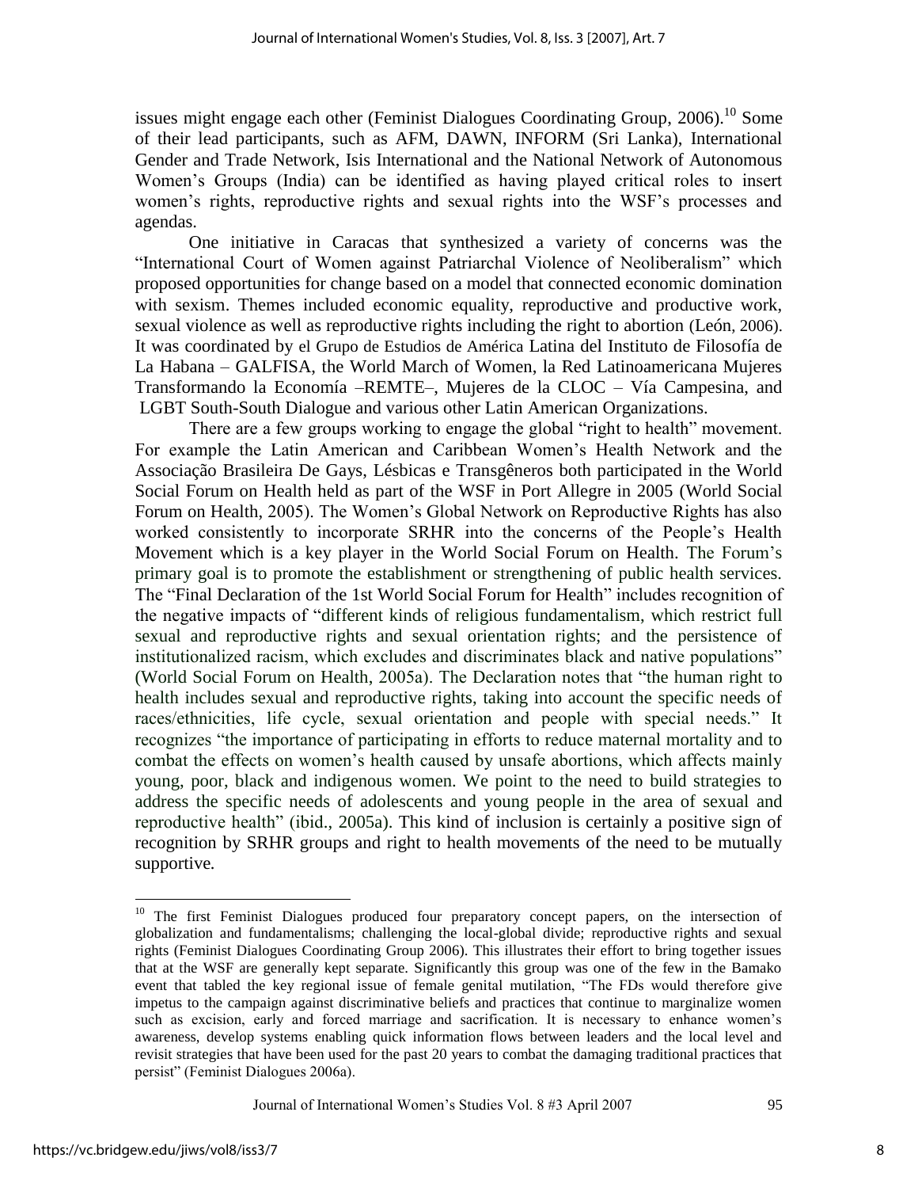issues might engage each other (Feminist Dialogues Coordinating Group, 2006).[10] Some of their lead participants, such as AFM, DAWN, INFORM (Sri Lanka), International Gender and Trade Network, Isis International and the National Network of Autonomous Women's Groups (India) can be identified as having played critical roles to insert women's rights, reproductive rights and sexual rights into the WSF's processes and agendas.

One initiative in Caracas that synthesized a variety of concerns was the "International Court of Women against Patriarchal Violence of Neoliberalism" which proposed opportunities for change based on a model that connected economic domination with sexism. Themes included economic equality, reproductive and productive work, sexual violence as well as reproductive rights including the right to abortion (León, 2006). It was coordinated by el Grupo de Estudios de América Latina del Instituto de Filosofía de La Habana – GALFISA, the World March of Women, la Red Latinoamericana Mujeres Transformando la Economía –REMTE–, Mujeres de la CLOC – Vía Campesina, and LGBT South-South Dialogue and various other Latin American Organizations.

There are a few groups working to engage the global "right to health" movement. For example the Latin American and Caribbean Women's Health Network and the Associação Brasileira De Gays, Lésbicas e Transgêneros both participated in the World Social Forum on Health held as part of the WSF in Port Allegre in 2005 (World Social Forum on Health, 2005). The Women's Global Network on Reproductive Rights has also worked consistently to incorporate SRHR into the concerns of the People's Health Movement which is a key player in the World Social Forum on Health. The Forum's primary goal is to promote the establishment or strengthening of public health services. The "Final Declaration of the 1st World Social Forum for Health" includes recognition of the negative impacts of "different kinds of religious fundamentalism, which restrict full sexual and reproductive rights and sexual orientation rights; and the persistence of institutionalized racism, which excludes and discriminates black and native populations" (World Social Forum on Health, 2005a). The Declaration notes that "the human right to health includes sexual and reproductive rights, taking into account the specific needs of races/ethnicities, life cycle, sexual orientation and people with special needs." It recognizes "the importance of participating in efforts to reduce maternal mortality and to combat the effects on women's health caused by unsafe abortions, which affects mainly young, poor, black and indigenous women. We point to the need to build strategies to address the specific needs of adolescents and young people in the area of sexual and reproductive health" (ibid., 2005a). This kind of inclusion is certainly a positive sign of recognition by SRHR groups and right to health movements of the need to be mutually supportive.

[10] The first Feminist Dialogues produced four preparatory concept papers, on the intersection of globalization and fundamentalisms; challenging the local-global divide; reproductive rights and sexual rights (Feminist Dialogues Coordinating Group 2006). This illustrates their effort to bring together issues that at the WSF are generally kept separate. Significantly this group was one of the few in the Bamako event that tabled the key regional issue of female genital mutilation, "The FDs would therefore give impetus to the campaign against discriminative beliefs and practices that continue to marginalize women such as excision, early and forced marriage and sacrification. It is necessary to enhance women's awareness, develop systems enabling quick information flows between leaders and the local level and revisit strategies that have been used for the past 20 years to combat the damaging traditional practices that persist" (Feminist Dialogues 2006a).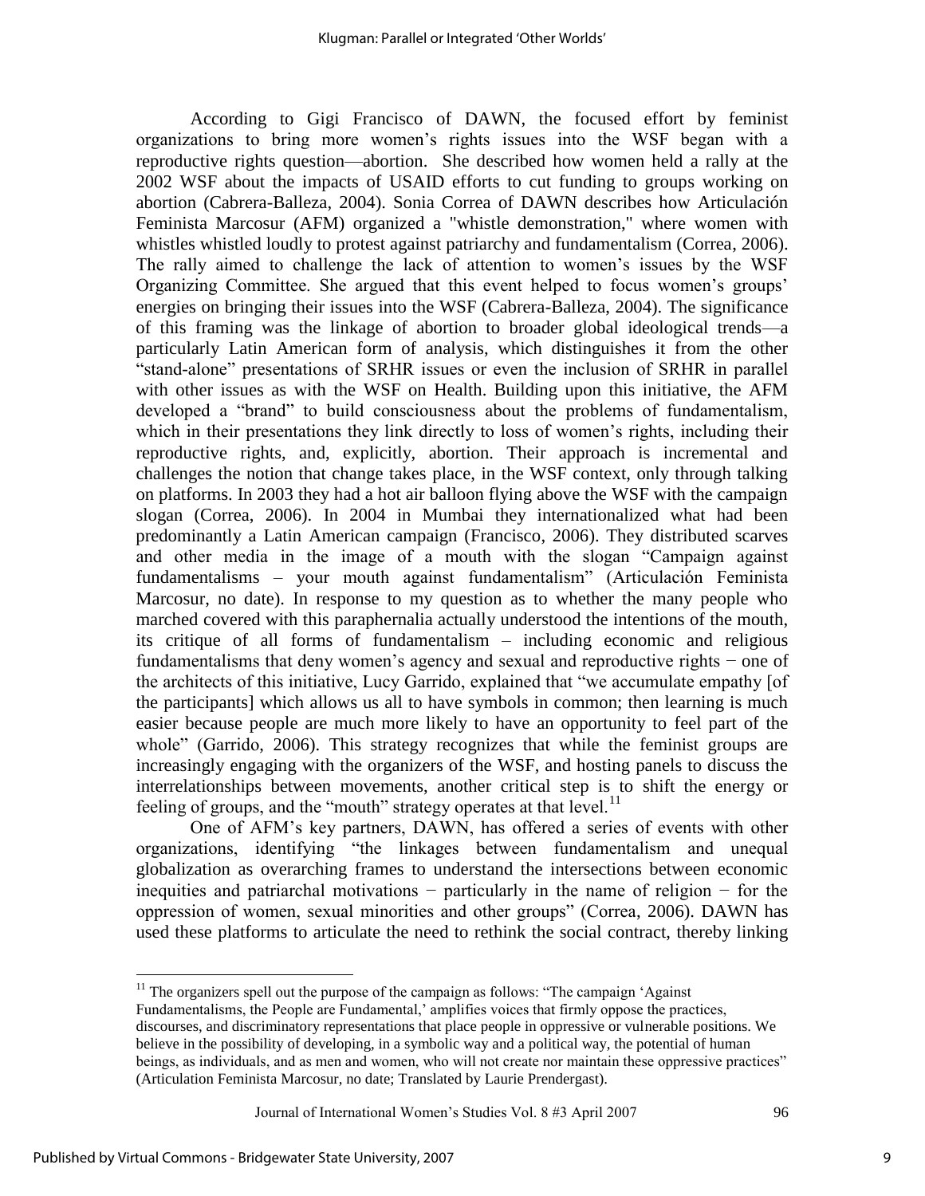According to Gigi Francisco of DAWN, the focused effort by feminist organizations to bring more women's rights issues into the WSF began with a reproductive rights question—abortion. She described how women held a rally at the 2002 WSF about the impacts of USAID efforts to cut funding to groups working on abortion (Cabrera-Balleza, 2004). Sonia Correa of DAWN describes how Articulación Feminista Marcosur (AFM) organized a "whistle demonstration," where women with whistles whistled loudly to protest against patriarchy and fundamentalism (Correa, 2006). The rally aimed to challenge the lack of attention to women's issues by the WSF Organizing Committee. She argued that this event helped to focus women's groups' energies on bringing their issues into the WSF (Cabrera-Balleza, 2004). The significance of this framing was the linkage of abortion to broader global ideological trends—a particularly Latin American form of analysis, which distinguishes it from the other "stand-alone" presentations of SRHR issues or even the inclusion of SRHR in parallel with other issues as with the WSF on Health. Building upon this initiative, the AFM developed a "brand" to build consciousness about the problems of fundamentalism, which in their presentations they link directly to loss of women's rights, including their reproductive rights, and, explicitly, abortion. Their approach is incremental and challenges the notion that change takes place, in the WSF context, only through talking on platforms. In 2003 they had a hot air balloon flying above the WSF with the campaign slogan (Correa, 2006). In 2004 in Mumbai they internationalized what had been predominantly a Latin American campaign (Francisco, 2006). They distributed scarves and other media in the image of a mouth with the slogan "Campaign against fundamentalisms – your mouth against fundamentalism" (Articulación Feminista Marcosur, no date). In response to my question as to whether the many people who marched covered with this paraphernalia actually understood the intentions of the mouth, its critique of all forms of fundamentalism – including economic and religious fundamentalisms that deny women's agency and sexual and reproductive rights − one of the architects of this initiative, Lucy Garrido, explained that "we accumulate empathy [of the participants] which allows us all to have symbols in common; then learning is much easier because people are much more likely to have an opportunity to feel part of the whole" (Garrido, 2006). This strategy recognizes that while the feminist groups are increasingly engaging with the organizers of the WSF, and hosting panels to discuss the interrelationships between movements, another critical step is to shift the energy or feeling of groups, and the "mouth" strategy operates at that level.[11]

One of AFM's key partners, DAWN, has offered a series of events with other organizations, identifying "the linkages between fundamentalism and unequal globalization as overarching frames to understand the intersections between economic inequities and patriarchal motivations − particularly in the name of religion − for the oppression of women, sexual minorities and other groups" (Correa, 2006). DAWN has used these platforms to articulate the need to rethink the social contract, thereby linking

---

[11] The organizers spell out the purpose of the campaign as follows: "The campaign 'Against Fundamentalisms, the People are Fundamental,' amplifies voices that firmly oppose the practices, discourses, and discriminatory representations that place people in oppressive or vulnerable positions. We believe in the possibility of developing, in a symbolic way and a political way, the potential of human beings, as individuals, and as men and women, who will not create nor maintain these oppressive practices" (Articulation Feminista Marcosur, no date; Translated by Laurie Prendergast).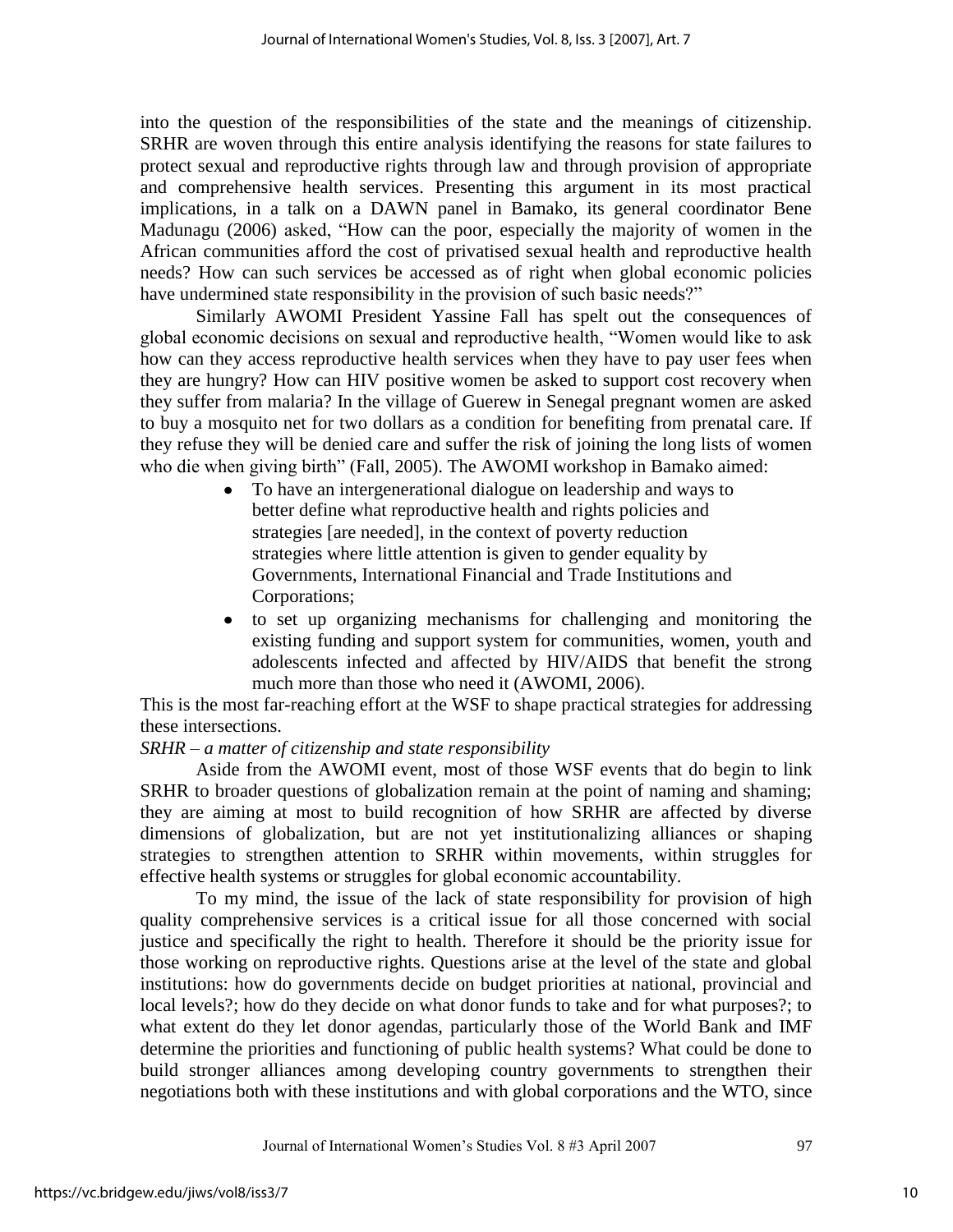into the question of the responsibilities of the state and the meanings of citizenship. SRHR are woven through this entire analysis identifying the reasons for state failures to protect sexual and reproductive rights through law and through provision of appropriate and comprehensive health services. Presenting this argument in its most practical implications, in a talk on a DAWN panel in Bamako, its general coordinator Bene Madunagu (2006) asked, "How can the poor, especially the majority of women in the African communities afford the cost of privatised sexual health and reproductive health needs? How can such services be accessed as of right when global economic policies have undermined state responsibility in the provision of such basic needs?"

Similarly AWOMI President Yassine Fall has spelt out the consequences of global economic decisions on sexual and reproductive health, "Women would like to ask how can they access reproductive health services when they have to pay user fees when they are hungry? How can HIV positive women be asked to support cost recovery when they suffer from malaria? In the village of Guerew in Senegal pregnant women are asked to buy a mosquito net for two dollars as a condition for benefiting from prenatal care. If they refuse they will be denied care and suffer the risk of joining the long lists of women who die when giving birth" (Fall, 2005). The AWOMI workshop in Bamako aimed:

- To have an intergenerational dialogue on leadership and ways to better define what reproductive health and rights policies and strategies [are needed], in the context of poverty reduction strategies where little attention is given to gender equality by Governments, International Financial and Trade Institutions and Corporations;
- to set up organizing mechanisms for challenging and monitoring the existing funding and support system for communities, women, youth and adolescents infected and affected by HIV/AIDS that benefit the strong much more than those who need it (AWOMI, 2006).

This is the most far-reaching effort at the WSF to shape practical strategies for addressing these intersections.

*SRHR – a matter of citizenship and state responsibility*

Aside from the AWOMI event, most of those WSF events that do begin to link SRHR to broader questions of globalization remain at the point of naming and shaming; they are aiming at most to build recognition of how SRHR are affected by diverse dimensions of globalization, but are not yet institutionalizing alliances or shaping strategies to strengthen attention to SRHR within movements, within struggles for effective health systems or struggles for global economic accountability.

To my mind, the issue of the lack of state responsibility for provision of high quality comprehensive services is a critical issue for all those concerned with social justice and specifically the right to health. Therefore it should be the priority issue for those working on reproductive rights. Questions arise at the level of the state and global institutions: how do governments decide on budget priorities at national, provincial and local levels?; how do they decide on what donor funds to take and for what purposes?; to what extent do they let donor agendas, particularly those of the World Bank and IMF determine the priorities and functioning of public health systems? What could be done to build stronger alliances among developing country governments to strengthen their negotiations both with these institutions and with global corporations and the WTO, since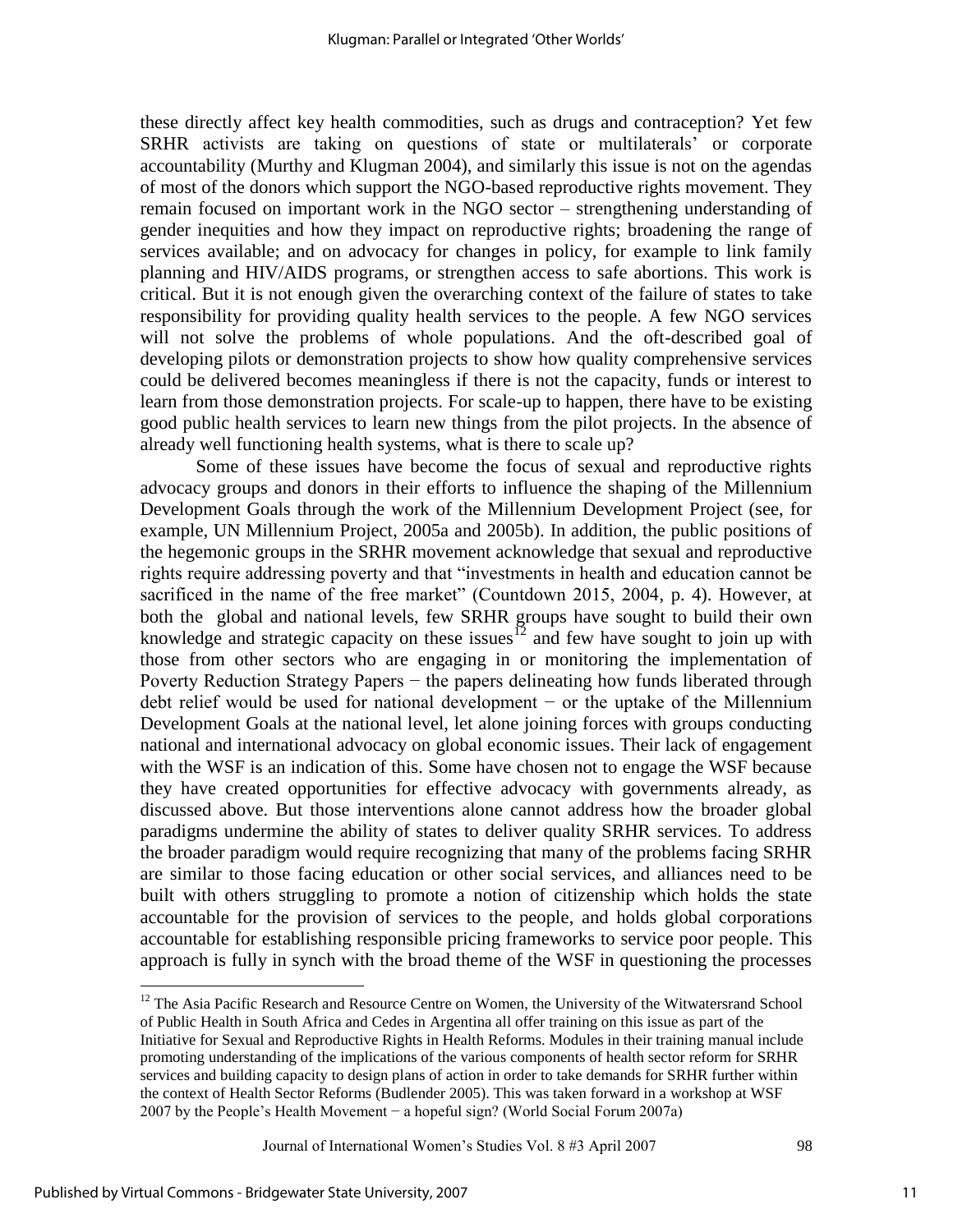these directly affect key health commodities, such as drugs and contraception? Yet few SRHR activists are taking on questions of state or multilaterals' or corporate accountability (Murthy and Klugman 2004), and similarly this issue is not on the agendas of most of the donors which support the NGO-based reproductive rights movement. They remain focused on important work in the NGO sector – strengthening understanding of gender inequities and how they impact on reproductive rights; broadening the range of services available; and on advocacy for changes in policy, for example to link family planning and HIV/AIDS programs, or strengthen access to safe abortions. This work is critical. But it is not enough given the overarching context of the failure of states to take responsibility for providing quality health services to the people. A few NGO services will not solve the problems of whole populations. And the oft-described goal of developing pilots or demonstration projects to show how quality comprehensive services could be delivered becomes meaningless if there is not the capacity, funds or interest to learn from those demonstration projects. For scale-up to happen, there have to be existing good public health services to learn new things from the pilot projects. In the absence of already well functioning health systems, what is there to scale up?

Some of these issues have become the focus of sexual and reproductive rights advocacy groups and donors in their efforts to influence the shaping of the Millennium Development Goals through the work of the Millennium Development Project (see, for example, UN Millennium Project, 2005a and 2005b). In addition, the public positions of the hegemonic groups in the SRHR movement acknowledge that sexual and reproductive rights require addressing poverty and that "investments in health and education cannot be sacrificed in the name of the free market" (Countdown 2015, 2004, p. 4). However, at both the global and national levels, few SRHR groups have sought to build their own knowledge and strategic capacity on these issues[12] and few have sought to join up with those from other sectors who are engaging in or monitoring the implementation of Poverty Reduction Strategy Papers − the papers delineating how funds liberated through debt relief would be used for national development − or the uptake of the Millennium Development Goals at the national level, let alone joining forces with groups conducting national and international advocacy on global economic issues. Their lack of engagement with the WSF is an indication of this. Some have chosen not to engage the WSF because they have created opportunities for effective advocacy with governments already, as discussed above. But those interventions alone cannot address how the broader global paradigms undermine the ability of states to deliver quality SRHR services. To address the broader paradigm would require recognizing that many of the problems facing SRHR are similar to those facing education or other social services, and alliances need to be built with others struggling to promote a notion of citizenship which holds the state accountable for the provision of services to the people, and holds global corporations accountable for establishing responsible pricing frameworks to service poor people. This approach is fully in synch with the broad theme of the WSF in questioning the processes

[12] The Asia Pacific Research and Resource Centre on Women, the University of the Witwatersrand School of Public Health in South Africa and Cedes in Argentina all offer training on this issue as part of the Initiative for Sexual and Reproductive Rights in Health Reforms. Modules in their training manual include promoting understanding of the implications of the various components of health sector reform for SRHR services and building capacity to design plans of action in order to take demands for SRHR further within the context of Health Sector Reforms (Budlender 2005). This was taken forward in a workshop at WSF 2007 by the People's Health Movement − a hopeful sign? (World Social Forum 2007a)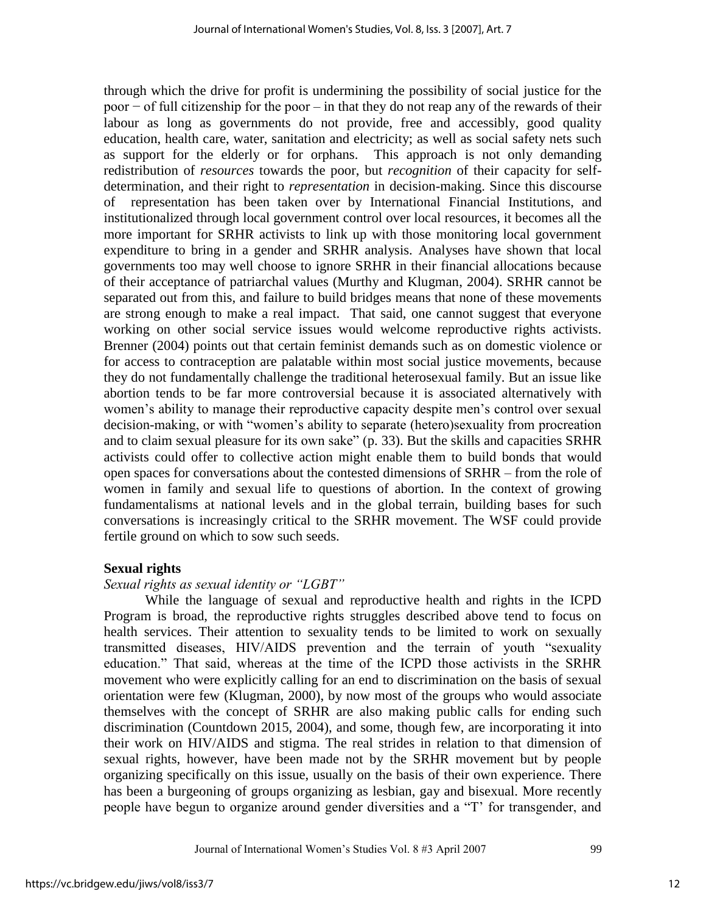through which the drive for profit is undermining the possibility of social justice for the poor − of full citizenship for the poor – in that they do not reap any of the rewards of their labour as long as governments do not provide, free and accessibly, good quality education, health care, water, sanitation and electricity; as well as social safety nets such as support for the elderly or for orphans. This approach is not only demanding redistribution of *resources* towards the poor, but *recognition* of their capacity for self-determination, and their right to *representation* in decision-making. Since this discourse of representation has been taken over by International Financial Institutions, and institutionalized through local government control over local resources, it becomes all the more important for SRHR activists to link up with those monitoring local government expenditure to bring in a gender and SRHR analysis. Analyses have shown that local governments too may well choose to ignore SRHR in their financial allocations because of their acceptance of patriarchal values (Murthy and Klugman, 2004). SRHR cannot be separated out from this, and failure to build bridges means that none of these movements are strong enough to make a real impact. That said, one cannot suggest that everyone working on other social service issues would welcome reproductive rights activists. Brenner (2004) points out that certain feminist demands such as on domestic violence or for access to contraception are palatable within most social justice movements, because they do not fundamentally challenge the traditional heterosexual family. But an issue like abortion tends to be far more controversial because it is associated alternatively with women's ability to manage their reproductive capacity despite men's control over sexual decision-making, or with "women's ability to separate (hetero)sexuality from procreation and to claim sexual pleasure for its own sake" (p. 33). But the skills and capacities SRHR activists could offer to collective action might enable them to build bonds that would open spaces for conversations about the contested dimensions of SRHR – from the role of women in family and sexual life to questions of abortion. In the context of growing fundamentalisms at national levels and in the global terrain, building bases for such conversations is increasingly critical to the SRHR movement. The WSF could provide fertile ground on which to sow such seeds.

## Sexual rights

### *Sexual rights as sexual identity or "LGBT"*

While the language of sexual and reproductive health and rights in the ICPD Program is broad, the reproductive rights struggles described above tend to focus on health services. Their attention to sexuality tends to be limited to work on sexually transmitted diseases, HIV/AIDS prevention and the terrain of youth "sexuality education." That said, whereas at the time of the ICPD those activists in the SRHR movement who were explicitly calling for an end to discrimination on the basis of sexual orientation were few (Klugman, 2000), by now most of the groups who would associate themselves with the concept of SRHR are also making public calls for ending such discrimination (Countdown 2015, 2004), and some, though few, are incorporating it into their work on HIV/AIDS and stigma. The real strides in relation to that dimension of sexual rights, however, have been made not by the SRHR movement but by people organizing specifically on this issue, usually on the basis of their own experience. There has been a burgeoning of groups organizing as lesbian, gay and bisexual. More recently people have begun to organize around gender diversities and a "T' for transgender, and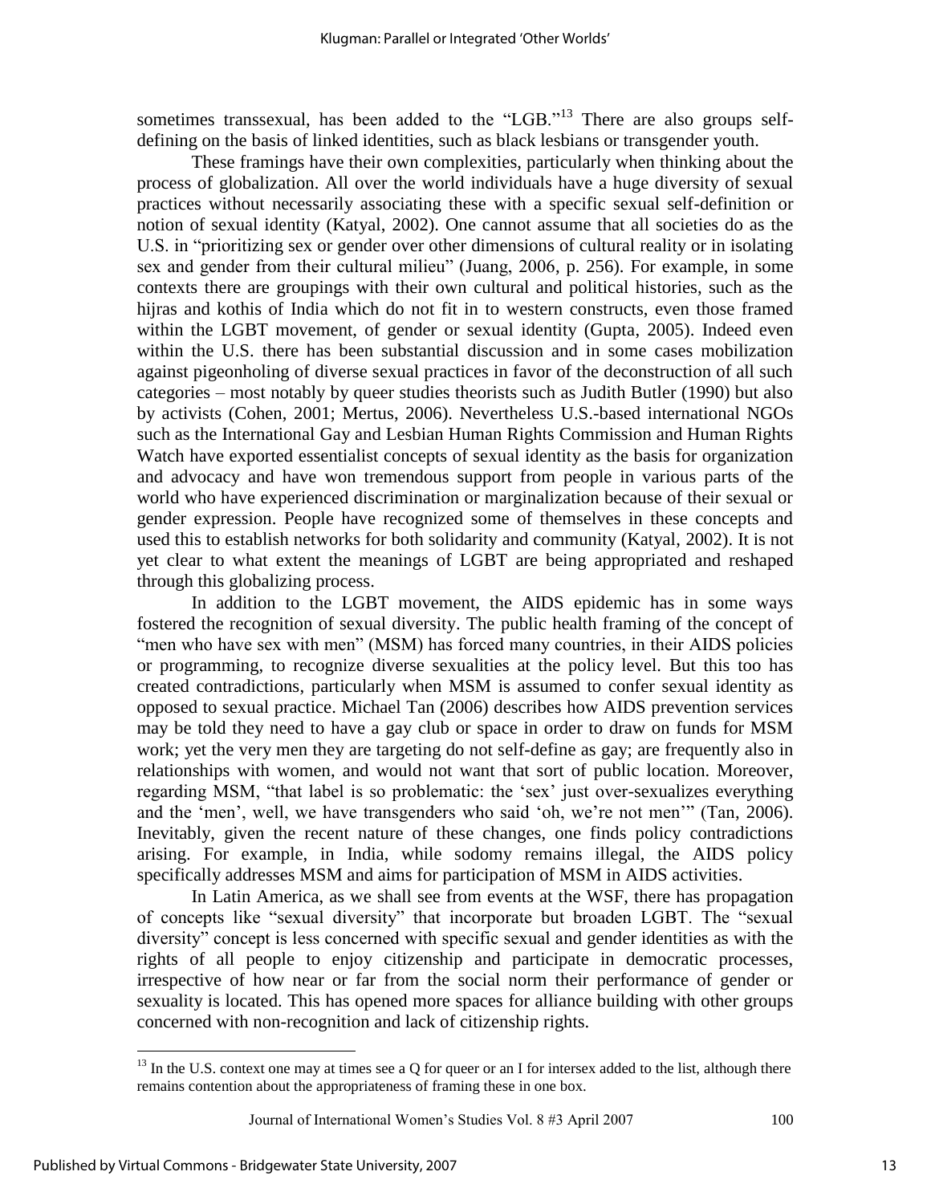sometimes transsexual, has been added to the "LGB."[13] There are also groups self-defining on the basis of linked identities, such as black lesbians or transgender youth.

These framings have their own complexities, particularly when thinking about the process of globalization. All over the world individuals have a huge diversity of sexual practices without necessarily associating these with a specific sexual self-definition or notion of sexual identity (Katyal, 2002). One cannot assume that all societies do as the U.S. in "prioritizing sex or gender over other dimensions of cultural reality or in isolating sex and gender from their cultural milieu" (Juang, 2006, p. 256). For example, in some contexts there are groupings with their own cultural and political histories, such as the hijras and kothis of India which do not fit in to western constructs, even those framed within the LGBT movement, of gender or sexual identity (Gupta, 2005). Indeed even within the U.S. there has been substantial discussion and in some cases mobilization against pigeonholing of diverse sexual practices in favor of the deconstruction of all such categories – most notably by queer studies theorists such as Judith Butler (1990) but also by activists (Cohen, 2001; Mertus, 2006). Nevertheless U.S.-based international NGOs such as the International Gay and Lesbian Human Rights Commission and Human Rights Watch have exported essentialist concepts of sexual identity as the basis for organization and advocacy and have won tremendous support from people in various parts of the world who have experienced discrimination or marginalization because of their sexual or gender expression. People have recognized some of themselves in these concepts and used this to establish networks for both solidarity and community (Katyal, 2002). It is not yet clear to what extent the meanings of LGBT are being appropriated and reshaped through this globalizing process.

In addition to the LGBT movement, the AIDS epidemic has in some ways fostered the recognition of sexual diversity. The public health framing of the concept of "men who have sex with men" (MSM) has forced many countries, in their AIDS policies or programming, to recognize diverse sexualities at the policy level. But this too has created contradictions, particularly when MSM is assumed to confer sexual identity as opposed to sexual practice. Michael Tan (2006) describes how AIDS prevention services may be told they need to have a gay club or space in order to draw on funds for MSM work; yet the very men they are targeting do not self-define as gay; are frequently also in relationships with women, and would not want that sort of public location. Moreover, regarding MSM, "that label is so problematic: the 'sex' just over-sexualizes everything and the 'men', well, we have transgenders who said 'oh, we're not men'" (Tan, 2006). Inevitably, given the recent nature of these changes, one finds policy contradictions arising. For example, in India, while sodomy remains illegal, the AIDS policy specifically addresses MSM and aims for participation of MSM in AIDS activities.

In Latin America, as we shall see from events at the WSF, there has propagation of concepts like "sexual diversity" that incorporate but broaden LGBT. The "sexual diversity" concept is less concerned with specific sexual and gender identities as with the rights of all people to enjoy citizenship and participate in democratic processes, irrespective of how near or far from the social norm their performance of gender or sexuality is located. This has opened more spaces for alliance building with other groups concerned with non-recognition and lack of citizenship rights.

---

[13] In the U.S. context one may at times see a Q for queer or an I for intersex added to the list, although there remains contention about the appropriateness of framing these in one box.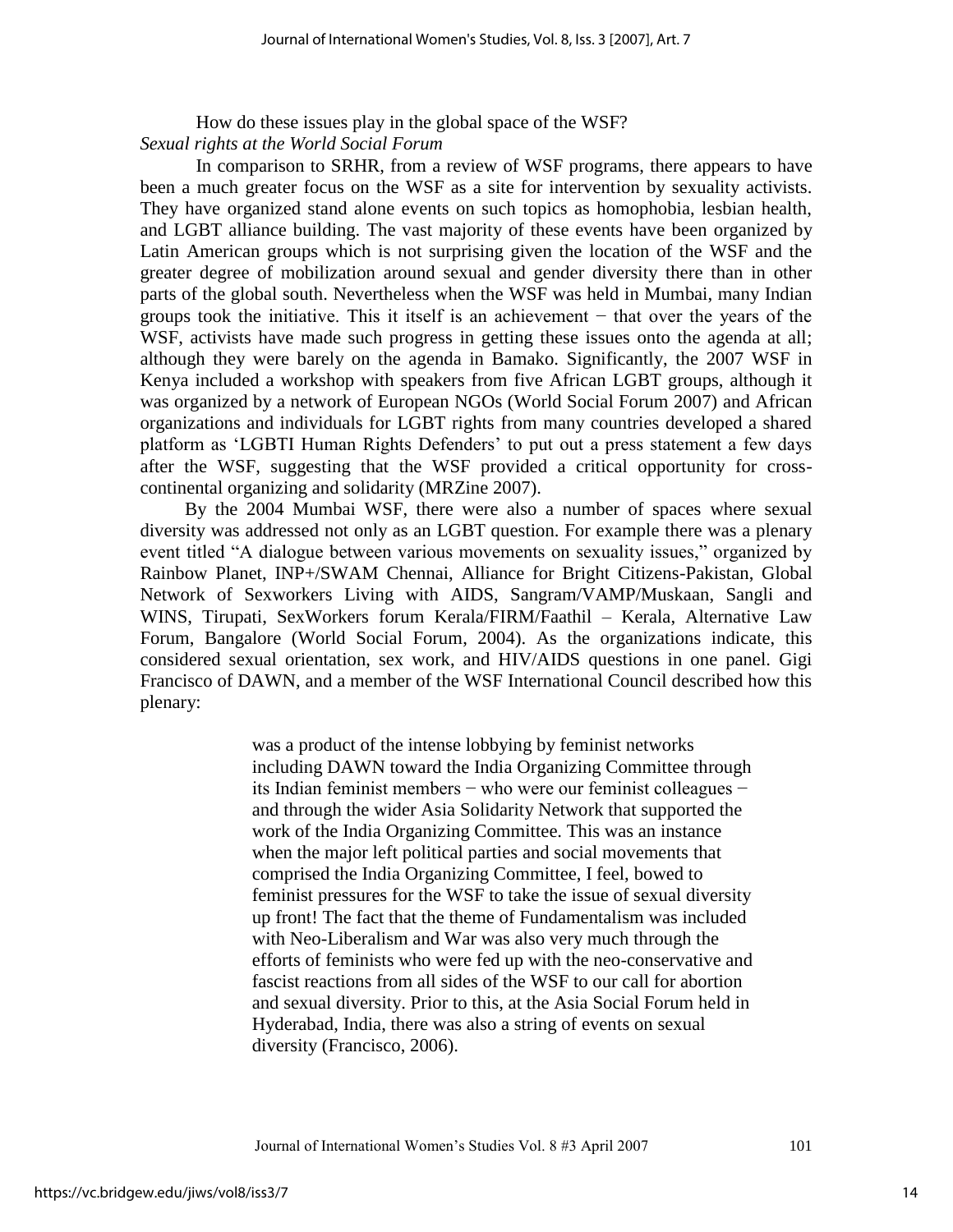How do these issues play in the global space of the WSF?

*Sexual rights at the World Social Forum*

In comparison to SRHR, from a review of WSF programs, there appears to have been a much greater focus on the WSF as a site for intervention by sexuality activists. They have organized stand alone events on such topics as homophobia, lesbian health, and LGBT alliance building. The vast majority of these events have been organized by Latin American groups which is not surprising given the location of the WSF and the greater degree of mobilization around sexual and gender diversity there than in other parts of the global south. Nevertheless when the WSF was held in Mumbai, many Indian groups took the initiative. This it itself is an achievement − that over the years of the WSF, activists have made such progress in getting these issues onto the agenda at all; although they were barely on the agenda in Bamako. Significantly, the 2007 WSF in Kenya included a workshop with speakers from five African LGBT groups, although it was organized by a network of European NGOs (World Social Forum 2007) and African organizations and individuals for LGBT rights from many countries developed a shared platform as 'LGBTI Human Rights Defenders' to put out a press statement a few days after the WSF, suggesting that the WSF provided a critical opportunity for cross-continental organizing and solidarity (MRZine 2007).

By the 2004 Mumbai WSF, there were also a number of spaces where sexual diversity was addressed not only as an LGBT question. For example there was a plenary event titled "A dialogue between various movements on sexuality issues," organized by Rainbow Planet, INP+/SWAM Chennai, Alliance for Bright Citizens-Pakistan, Global Network of Sexworkers Living with AIDS, Sangram/VAMP/Muskaan, Sangli and WINS, Tirupati, SexWorkers forum Kerala/FIRM/Faathil – Kerala, Alternative Law Forum, Bangalore (World Social Forum, 2004). As the organizations indicate, this considered sexual orientation, sex work, and HIV/AIDS questions in one panel. Gigi Francisco of DAWN, and a member of the WSF International Council described how this plenary:

> was a product of the intense lobbying by feminist networks including DAWN toward the India Organizing Committee through its Indian feminist members − who were our feminist colleagues − and through the wider Asia Solidarity Network that supported the work of the India Organizing Committee. This was an instance when the major left political parties and social movements that comprised the India Organizing Committee, I feel, bowed to feminist pressures for the WSF to take the issue of sexual diversity up front! The fact that the theme of Fundamentalism was included with Neo-Liberalism and War was also very much through the efforts of feminists who were fed up with the neo-conservative and fascist reactions from all sides of the WSF to our call for abortion and sexual diversity. Prior to this, at the Asia Social Forum held in Hyderabad, India, there was also a string of events on sexual diversity (Francisco, 2006).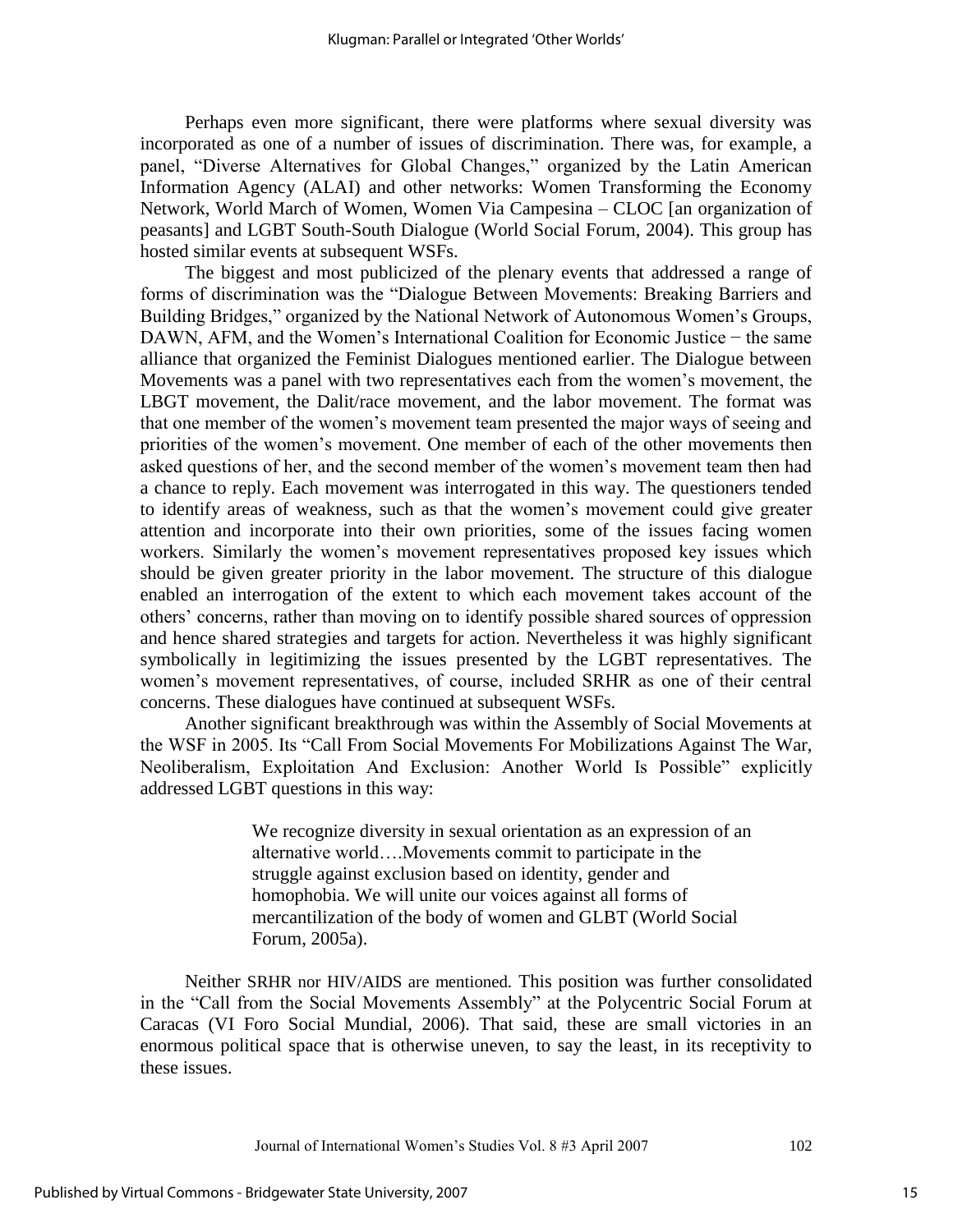Perhaps even more significant, there were platforms where sexual diversity was incorporated as one of a number of issues of discrimination. There was, for example, a panel, "Diverse Alternatives for Global Changes," organized by the Latin American Information Agency (ALAI) and other networks: Women Transforming the Economy Network, World March of Women, Women Via Campesina – CLOC [an organization of peasants] and LGBT South-South Dialogue (World Social Forum, 2004). This group has hosted similar events at subsequent WSFs.

The biggest and most publicized of the plenary events that addressed a range of forms of discrimination was the "Dialogue Between Movements: Breaking Barriers and Building Bridges," organized by the National Network of Autonomous Women's Groups, DAWN, AFM, and the Women's International Coalition for Economic Justice − the same alliance that organized the Feminist Dialogues mentioned earlier. The Dialogue between Movements was a panel with two representatives each from the women's movement, the LBGT movement, the Dalit/race movement, and the labor movement. The format was that one member of the women's movement team presented the major ways of seeing and priorities of the women's movement. One member of each of the other movements then asked questions of her, and the second member of the women's movement team then had a chance to reply. Each movement was interrogated in this way. The questioners tended to identify areas of weakness, such as that the women's movement could give greater attention and incorporate into their own priorities, some of the issues facing women workers. Similarly the women's movement representatives proposed key issues which should be given greater priority in the labor movement. The structure of this dialogue enabled an interrogation of the extent to which each movement takes account of the others' concerns, rather than moving on to identify possible shared sources of oppression and hence shared strategies and targets for action. Nevertheless it was highly significant symbolically in legitimizing the issues presented by the LGBT representatives. The women's movement representatives, of course, included SRHR as one of their central concerns. These dialogues have continued at subsequent WSFs.

Another significant breakthrough was within the Assembly of Social Movements at the WSF in 2005. Its "Call From Social Movements For Mobilizations Against The War, Neoliberalism, Exploitation And Exclusion: Another World Is Possible" explicitly addressed LGBT questions in this way:

> We recognize diversity in sexual orientation as an expression of an alternative world….Movements commit to participate in the struggle against exclusion based on identity, gender and homophobia. We will unite our voices against all forms of mercantilization of the body of women and GLBT (World Social Forum, 2005a).

Neither SRHR nor HIV/AIDS are mentioned. This position was further consolidated in the "Call from the Social Movements Assembly" at the Polycentric Social Forum at Caracas (VI Foro Social Mundial, 2006). That said, these are small victories in an enormous political space that is otherwise uneven, to say the least, in its receptivity to these issues.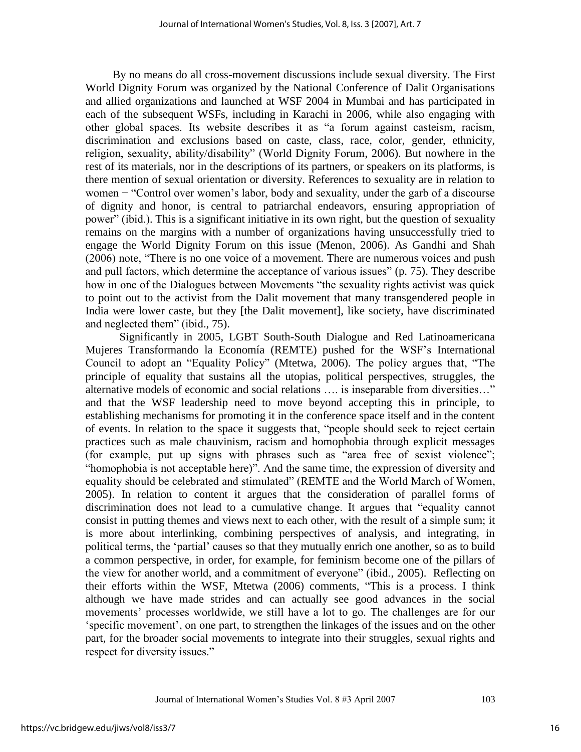By no means do all cross-movement discussions include sexual diversity. The First World Dignity Forum was organized by the National Conference of Dalit Organisations and allied organizations and launched at WSF 2004 in Mumbai and has participated in each of the subsequent WSFs, including in Karachi in 2006, while also engaging with other global spaces. Its website describes it as "a forum against casteism, racism, discrimination and exclusions based on caste, class, race, color, gender, ethnicity, religion, sexuality, ability/disability" (World Dignity Forum, 2006). But nowhere in the rest of its materials, nor in the descriptions of its partners, or speakers on its platforms, is there mention of sexual orientation or diversity. References to sexuality are in relation to women − "Control over women's labor, body and sexuality, under the garb of a discourse of dignity and honor, is central to patriarchal endeavors, ensuring appropriation of power" (ibid.). This is a significant initiative in its own right, but the question of sexuality remains on the margins with a number of organizations having unsuccessfully tried to engage the World Dignity Forum on this issue (Menon, 2006). As Gandhi and Shah (2006) note, "There is no one voice of a movement. There are numerous voices and push and pull factors, which determine the acceptance of various issues" (p. 75). They describe how in one of the Dialogues between Movements "the sexuality rights activist was quick to point out to the activist from the Dalit movement that many transgendered people in India were lower caste, but they [the Dalit movement], like society, have discriminated and neglected them" (ibid., 75).

Significantly in 2005, LGBT South-South Dialogue and Red Latinoamericana Mujeres Transformando la Economía (REMTE) pushed for the WSF's International Council to adopt an "Equality Policy" (Mtetwa, 2006). The policy argues that, "The principle of equality that sustains all the utopias, political perspectives, struggles, the alternative models of economic and social relations …. is inseparable from diversities…" and that the WSF leadership need to move beyond accepting this in principle, to establishing mechanisms for promoting it in the conference space itself and in the content of events. In relation to the space it suggests that, "people should seek to reject certain practices such as male chauvinism, racism and homophobia through explicit messages (for example, put up signs with phrases such as "area free of sexist violence"; "homophobia is not acceptable here)". And the same time, the expression of diversity and equality should be celebrated and stimulated" (REMTE and the World March of Women, 2005). In relation to content it argues that the consideration of parallel forms of discrimination does not lead to a cumulative change. It argues that "equality cannot consist in putting themes and views next to each other, with the result of a simple sum; it is more about interlinking, combining perspectives of analysis, and integrating, in political terms, the 'partial' causes so that they mutually enrich one another, so as to build a common perspective, in order, for example, for feminism become one of the pillars of the view for another world, and a commitment of everyone" (ibid., 2005). Reflecting on their efforts within the WSF, Mtetwa (2006) comments, "This is a process. I think although we have made strides and can actually see good advances in the social movements' processes worldwide, we still have a lot to go. The challenges are for our 'specific movement', on one part, to strengthen the linkages of the issues and on the other part, for the broader social movements to integrate into their struggles, sexual rights and respect for diversity issues."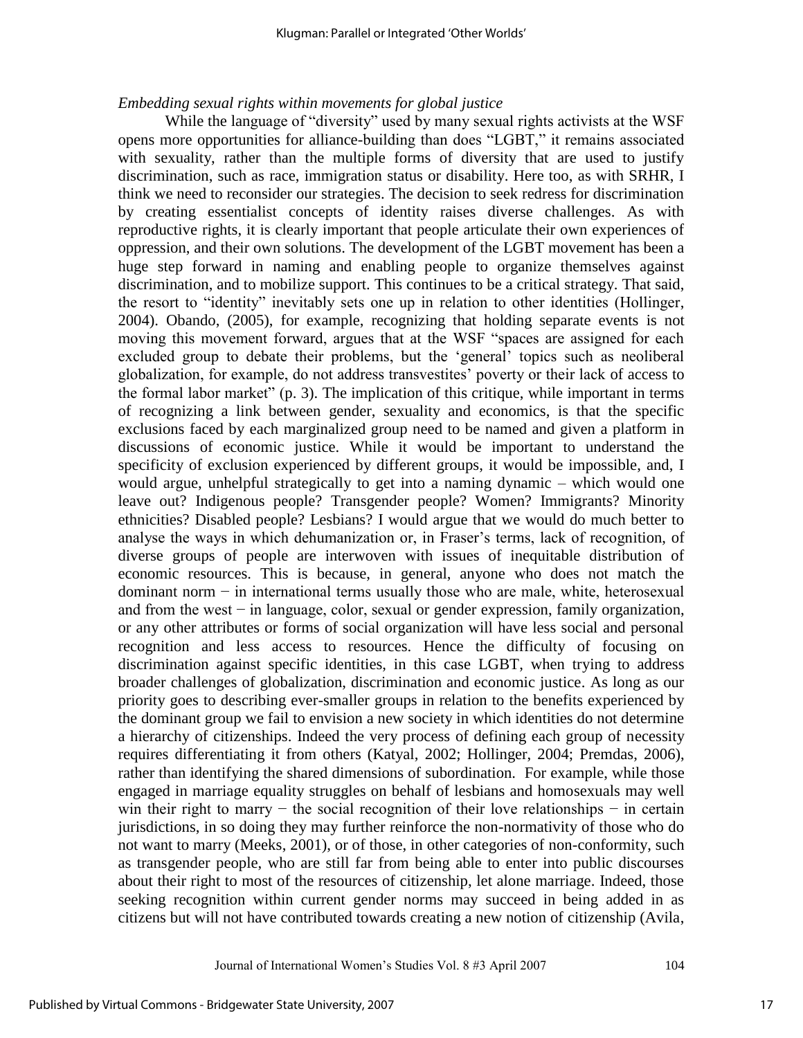*Embedding sexual rights within movements for global justice*

While the language of "diversity" used by many sexual rights activists at the WSF opens more opportunities for alliance-building than does "LGBT," it remains associated with sexuality, rather than the multiple forms of diversity that are used to justify discrimination, such as race, immigration status or disability. Here too, as with SRHR, I think we need to reconsider our strategies. The decision to seek redress for discrimination by creating essentialist concepts of identity raises diverse challenges. As with reproductive rights, it is clearly important that people articulate their own experiences of oppression, and their own solutions. The development of the LGBT movement has been a huge step forward in naming and enabling people to organize themselves against discrimination, and to mobilize support. This continues to be a critical strategy. That said, the resort to "identity" inevitably sets one up in relation to other identities (Hollinger, 2004). Obando, (2005), for example, recognizing that holding separate events is not moving this movement forward, argues that at the WSF "spaces are assigned for each excluded group to debate their problems, but the 'general' topics such as neoliberal globalization, for example, do not address transvestites' poverty or their lack of access to the formal labor market" (p. 3). The implication of this critique, while important in terms of recognizing a link between gender, sexuality and economics, is that the specific exclusions faced by each marginalized group need to be named and given a platform in discussions of economic justice. While it would be important to understand the specificity of exclusion experienced by different groups, it would be impossible, and, I would argue, unhelpful strategically to get into a naming dynamic – which would one leave out? Indigenous people? Transgender people? Women? Immigrants? Minority ethnicities? Disabled people? Lesbians? I would argue that we would do much better to analyse the ways in which dehumanization or, in Fraser's terms, lack of recognition, of diverse groups of people are interwoven with issues of inequitable distribution of economic resources. This is because, in general, anyone who does not match the dominant norm − in international terms usually those who are male, white, heterosexual and from the west − in language, color, sexual or gender expression, family organization, or any other attributes or forms of social organization will have less social and personal recognition and less access to resources. Hence the difficulty of focusing on discrimination against specific identities, in this case LGBT, when trying to address broader challenges of globalization, discrimination and economic justice. As long as our priority goes to describing ever-smaller groups in relation to the benefits experienced by the dominant group we fail to envision a new society in which identities do not determine a hierarchy of citizenships. Indeed the very process of defining each group of necessity requires differentiating it from others (Katyal, 2002; Hollinger, 2004; Premdas, 2006), rather than identifying the shared dimensions of subordination. For example, while those engaged in marriage equality struggles on behalf of lesbians and homosexuals may well win their right to marry − the social recognition of their love relationships − in certain jurisdictions, in so doing they may further reinforce the non-normativity of those who do not want to marry (Meeks, 2001), or of those, in other categories of non-conformity, such as transgender people, who are still far from being able to enter into public discourses about their right to most of the resources of citizenship, let alone marriage. Indeed, those seeking recognition within current gender norms may succeed in being added in as citizens but will not have contributed towards creating a new notion of citizenship (Avila,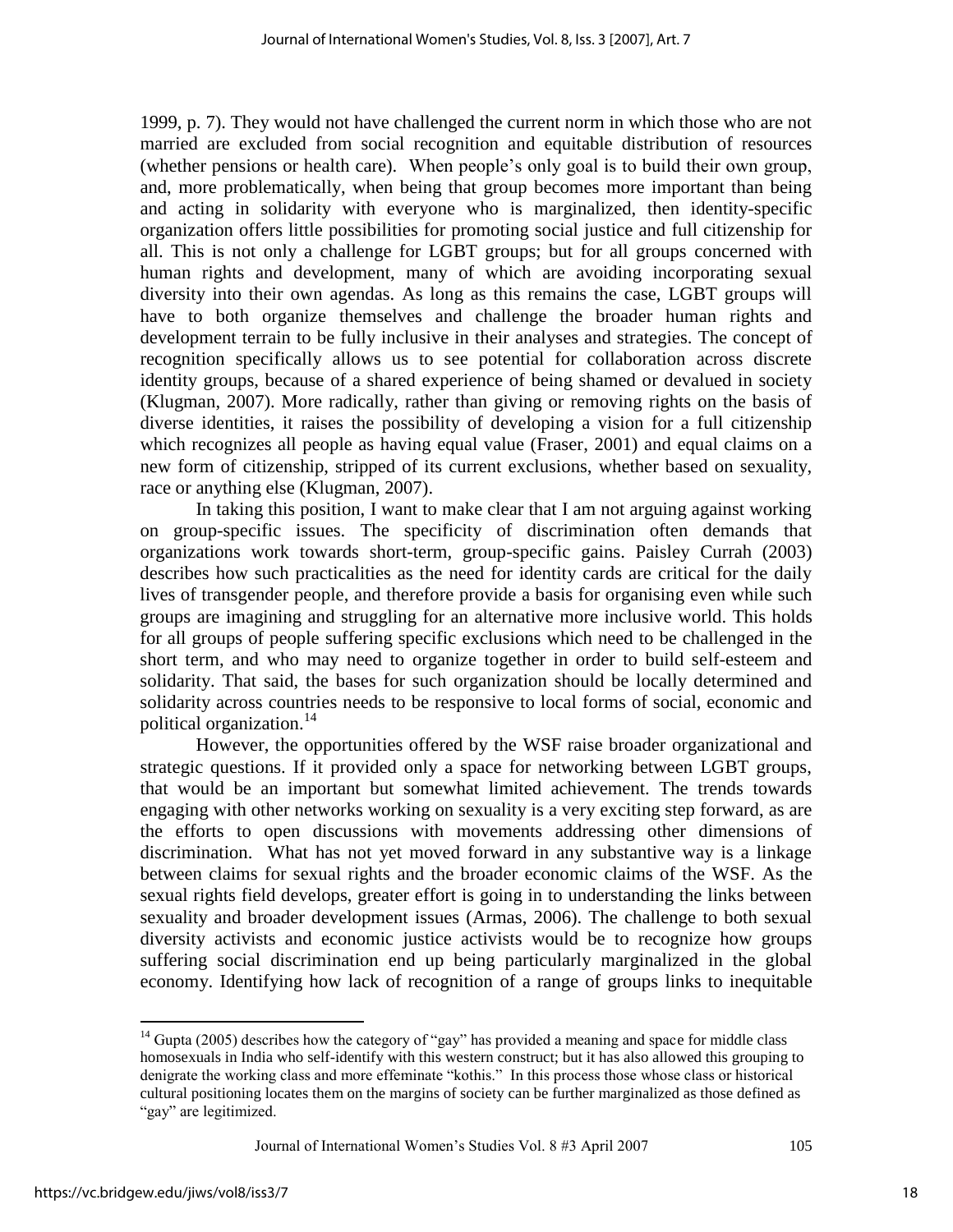1999, p. 7). They would not have challenged the current norm in which those who are not married are excluded from social recognition and equitable distribution of resources (whether pensions or health care). When people's only goal is to build their own group, and, more problematically, when being that group becomes more important than being and acting in solidarity with everyone who is marginalized, then identity-specific organization offers little possibilities for promoting social justice and full citizenship for all. This is not only a challenge for LGBT groups; but for all groups concerned with human rights and development, many of which are avoiding incorporating sexual diversity into their own agendas. As long as this remains the case, LGBT groups will have to both organize themselves and challenge the broader human rights and development terrain to be fully inclusive in their analyses and strategies. The concept of recognition specifically allows us to see potential for collaboration across discrete identity groups, because of a shared experience of being shamed or devalued in society (Klugman, 2007). More radically, rather than giving or removing rights on the basis of diverse identities, it raises the possibility of developing a vision for a full citizenship which recognizes all people as having equal value (Fraser, 2001) and equal claims on a new form of citizenship, stripped of its current exclusions, whether based on sexuality, race or anything else (Klugman, 2007).

In taking this position, I want to make clear that I am not arguing against working on group-specific issues. The specificity of discrimination often demands that organizations work towards short-term, group-specific gains. Paisley Currah (2003) describes how such practicalities as the need for identity cards are critical for the daily lives of transgender people, and therefore provide a basis for organising even while such groups are imagining and struggling for an alternative more inclusive world. This holds for all groups of people suffering specific exclusions which need to be challenged in the short term, and who may need to organize together in order to build self-esteem and solidarity. That said, the bases for such organization should be locally determined and solidarity across countries needs to be responsive to local forms of social, economic and political organization.[14]

However, the opportunities offered by the WSF raise broader organizational and strategic questions. If it provided only a space for networking between LGBT groups, that would be an important but somewhat limited achievement. The trends towards engaging with other networks working on sexuality is a very exciting step forward, as are the efforts to open discussions with movements addressing other dimensions of discrimination. What has not yet moved forward in any substantive way is a linkage between claims for sexual rights and the broader economic claims of the WSF. As the sexual rights field develops, greater effort is going in to understanding the links between sexuality and broader development issues (Armas, 2006). The challenge to both sexual diversity activists and economic justice activists would be to recognize how groups suffering social discrimination end up being particularly marginalized in the global economy. Identifying how lack of recognition of a range of groups links to inequitable

[14] Gupta (2005) describes how the category of "gay" has provided a meaning and space for middle class homosexuals in India who self-identify with this western construct; but it has also allowed this grouping to denigrate the working class and more effeminate "kothis." In this process those whose class or historical cultural positioning locates them on the margins of society can be further marginalized as those defined as "gay" are legitimized.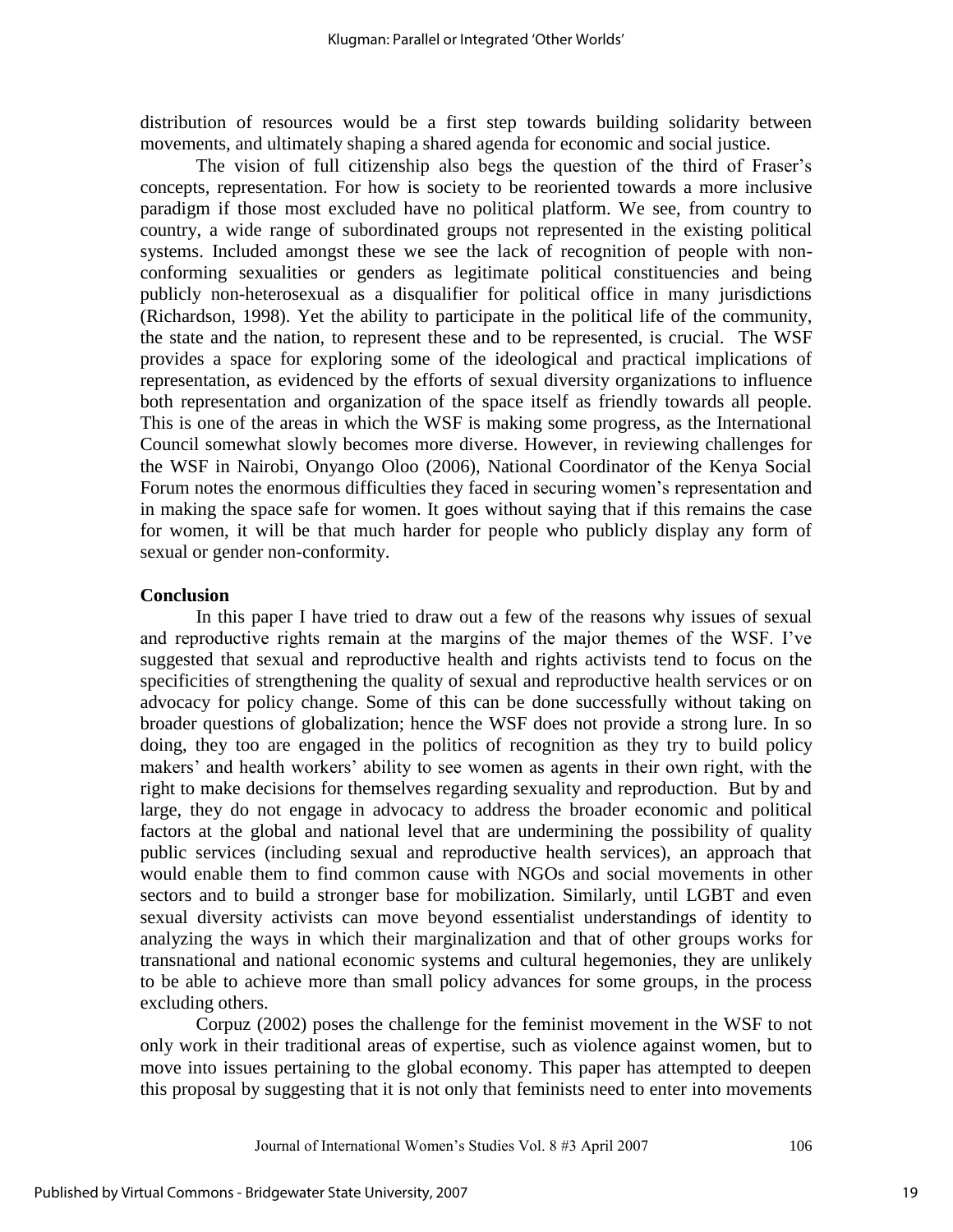distribution of resources would be a first step towards building solidarity between movements, and ultimately shaping a shared agenda for economic and social justice.

The vision of full citizenship also begs the question of the third of Fraser's concepts, representation. For how is society to be reoriented towards a more inclusive paradigm if those most excluded have no political platform. We see, from country to country, a wide range of subordinated groups not represented in the existing political systems. Included amongst these we see the lack of recognition of people with non-conforming sexualities or genders as legitimate political constituencies and being publicly non-heterosexual as a disqualifier for political office in many jurisdictions (Richardson, 1998). Yet the ability to participate in the political life of the community, the state and the nation, to represent these and to be represented, is crucial. The WSF provides a space for exploring some of the ideological and practical implications of representation, as evidenced by the efforts of sexual diversity organizations to influence both representation and organization of the space itself as friendly towards all people. This is one of the areas in which the WSF is making some progress, as the International Council somewhat slowly becomes more diverse. However, in reviewing challenges for the WSF in Nairobi, Onyango Oloo (2006), National Coordinator of the Kenya Social Forum notes the enormous difficulties they faced in securing women's representation and in making the space safe for women. It goes without saying that if this remains the case for women, it will be that much harder for people who publicly display any form of sexual or gender non-conformity.

**Conclusion**

In this paper I have tried to draw out a few of the reasons why issues of sexual and reproductive rights remain at the margins of the major themes of the WSF. I've suggested that sexual and reproductive health and rights activists tend to focus on the specificities of strengthening the quality of sexual and reproductive health services or on advocacy for policy change. Some of this can be done successfully without taking on broader questions of globalization; hence the WSF does not provide a strong lure. In so doing, they too are engaged in the politics of recognition as they try to build policy makers' and health workers' ability to see women as agents in their own right, with the right to make decisions for themselves regarding sexuality and reproduction. But by and large, they do not engage in advocacy to address the broader economic and political factors at the global and national level that are undermining the possibility of quality public services (including sexual and reproductive health services), an approach that would enable them to find common cause with NGOs and social movements in other sectors and to build a stronger base for mobilization. Similarly, until LGBT and even sexual diversity activists can move beyond essentialist understandings of identity to analyzing the ways in which their marginalization and that of other groups works for transnational and national economic systems and cultural hegemonies, they are unlikely to be able to achieve more than small policy advances for some groups, in the process excluding others.

Corpuz (2002) poses the challenge for the feminist movement in the WSF to not only work in their traditional areas of expertise, such as violence against women, but to move into issues pertaining to the global economy. This paper has attempted to deepen this proposal by suggesting that it is not only that feminists need to enter into movements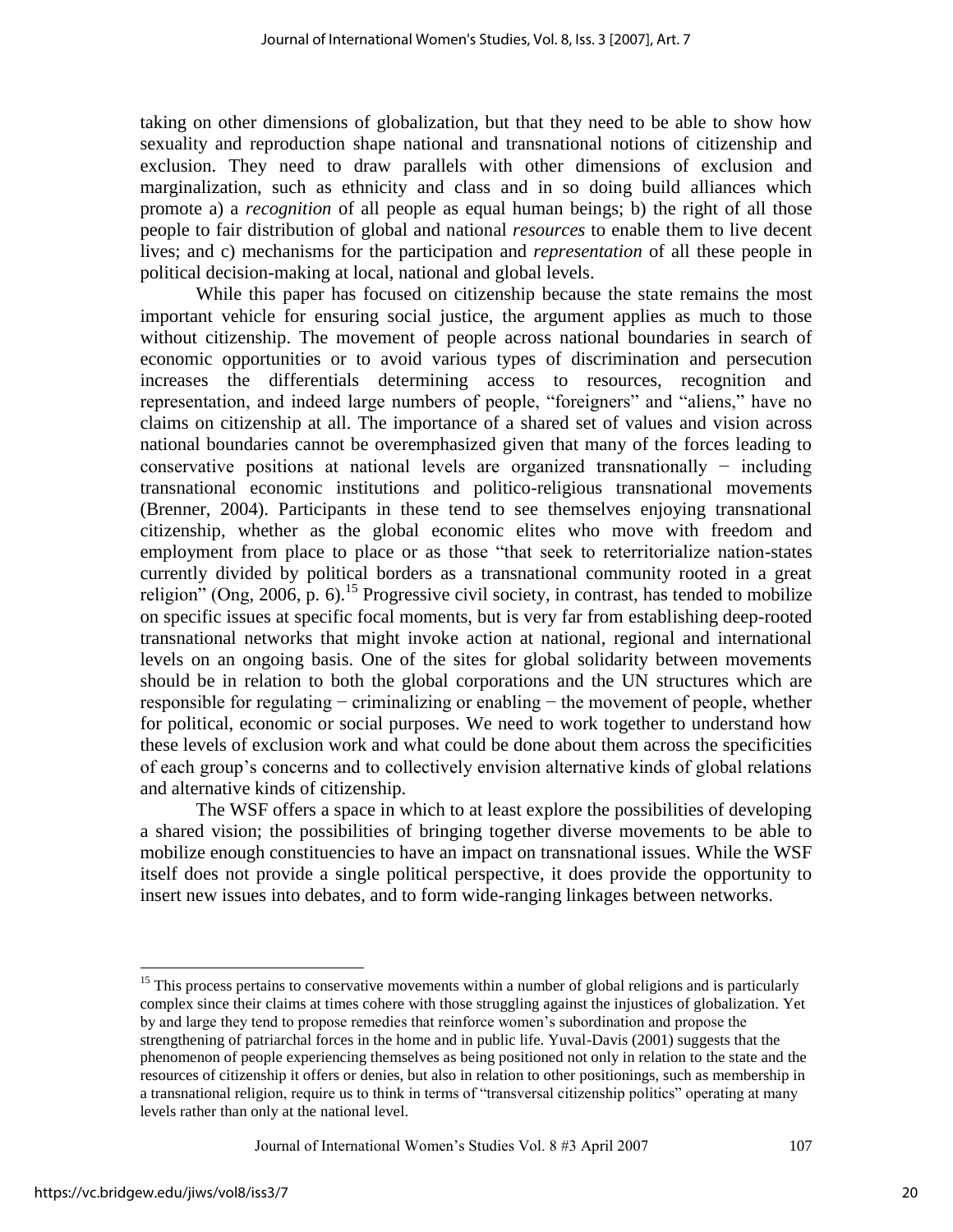taking on other dimensions of globalization, but that they need to be able to show how sexuality and reproduction shape national and transnational notions of citizenship and exclusion. They need to draw parallels with other dimensions of exclusion and marginalization, such as ethnicity and class and in so doing build alliances which promote a) a *recognition* of all people as equal human beings; b) the right of all those people to fair distribution of global and national *resources* to enable them to live decent lives; and c) mechanisms for the participation and *representation* of all these people in political decision-making at local, national and global levels.

While this paper has focused on citizenship because the state remains the most important vehicle for ensuring social justice, the argument applies as much to those without citizenship. The movement of people across national boundaries in search of economic opportunities or to avoid various types of discrimination and persecution increases the differentials determining access to resources, recognition and representation, and indeed large numbers of people, "foreigners" and "aliens," have no claims on citizenship at all. The importance of a shared set of values and vision across national boundaries cannot be overemphasized given that many of the forces leading to conservative positions at national levels are organized transnationally − including transnational economic institutions and politico-religious transnational movements (Brenner, 2004). Participants in these tend to see themselves enjoying transnational citizenship, whether as the global economic elites who move with freedom and employment from place to place or as those "that seek to reterritorialize nation-states currently divided by political borders as a transnational community rooted in a great religion" (Ong, 2006, p. 6).[15] Progressive civil society, in contrast, has tended to mobilize on specific issues at specific focal moments, but is very far from establishing deep-rooted transnational networks that might invoke action at national, regional and international levels on an ongoing basis. One of the sites for global solidarity between movements should be in relation to both the global corporations and the UN structures which are responsible for regulating − criminalizing or enabling − the movement of people, whether for political, economic or social purposes. We need to work together to understand how these levels of exclusion work and what could be done about them across the specificities of each group's concerns and to collectively envision alternative kinds of global relations and alternative kinds of citizenship.

The WSF offers a space in which to at least explore the possibilities of developing a shared vision; the possibilities of bringing together diverse movements to be able to mobilize enough constituencies to have an impact on transnational issues. While the WSF itself does not provide a single political perspective, it does provide the opportunity to insert new issues into debates, and to form wide-ranging linkages between networks.

---

[15] This process pertains to conservative movements within a number of global religions and is particularly complex since their claims at times cohere with those struggling against the injustices of globalization. Yet by and large they tend to propose remedies that reinforce women's subordination and propose the strengthening of patriarchal forces in the home and in public life. Yuval-Davis (2001) suggests that the phenomenon of people experiencing themselves as being positioned not only in relation to the state and the resources of citizenship it offers or denies, but also in relation to other positionings, such as membership in a transnational religion, require us to think in terms of "transversal citizenship politics" operating at many levels rather than only at the national level.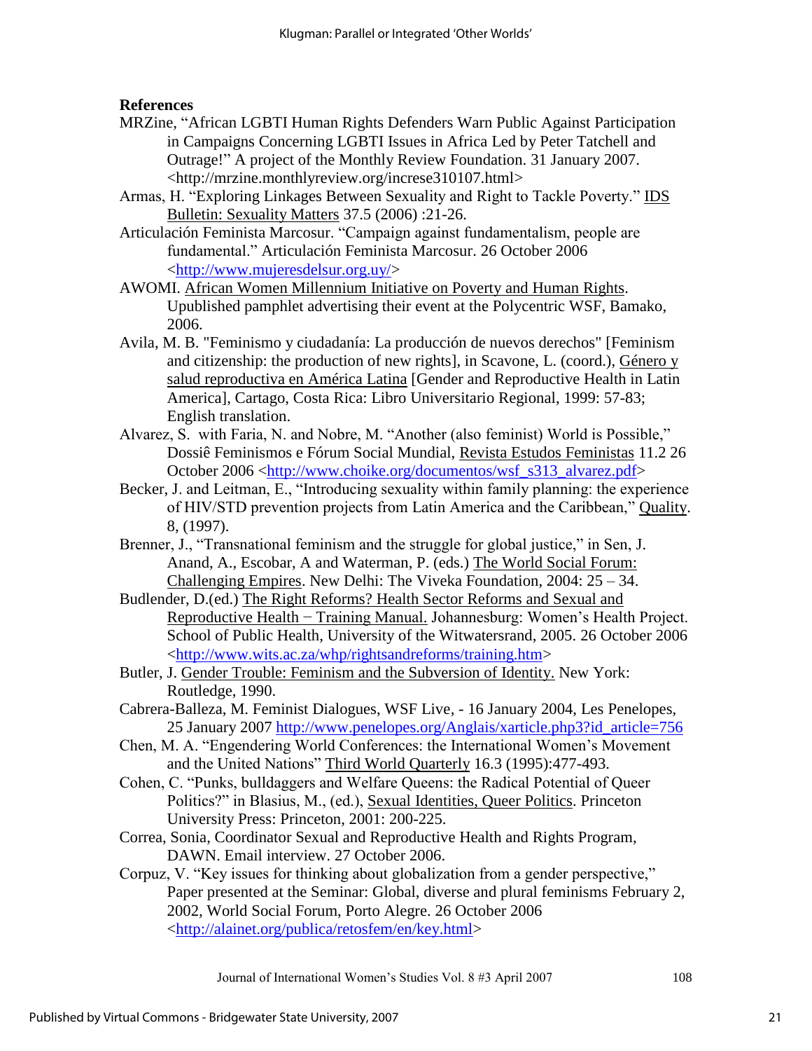**References**

MRZine, "African LGBTI Human Rights Defenders Warn Public Against Participation in Campaigns Concerning LGBTI Issues in Africa Led by Peter Tatchell and Outrage!" A project of the Monthly Review Foundation. 31 January 2007. <http://mrzine.monthlyreview.org/increse310107.html>

Armas, H. "Exploring Linkages Between Sexuality and Right to Tackle Poverty." IDS Bulletin: Sexuality Matters 37.5 (2006) :21-26.

Articulación Feminista Marcosur. "Campaign against fundamentalism, people are fundamental." Articulación Feminista Marcosur. 26 October 2006 <http://www.mujeresdelsur.org.uy/>

AWOMI. African Women Millennium Initiative on Poverty and Human Rights. Upublished pamphlet advertising their event at the Polycentric WSF, Bamako, 2006.

Avila, M. B. "Feminismo y ciudadanía: La producción de nuevos derechos" [Feminism and citizenship: the production of new rights], in Scavone, L. (coord.), Género y salud reproductiva en América Latina [Gender and Reproductive Health in Latin America], Cartago, Costa Rica: Libro Universitario Regional, 1999: 57-83; English translation.

Alvarez, S. with Faria, N. and Nobre, M. "Another (also feminist) World is Possible," Dossiê Feminismos e Fórum Social Mundial, Revista Estudos Feministas 11.2 26 October 2006 <http://www.choike.org/documentos/wsf_s313_alvarez.pdf>

Becker, J. and Leitman, E., "Introducing sexuality within family planning: the experience of HIV/STD prevention projects from Latin America and the Caribbean," Quality. 8, (1997).

Brenner, J., "Transnational feminism and the struggle for global justice," in Sen, J. Anand, A., Escobar, A and Waterman, P. (eds.) The World Social Forum: Challenging Empires. New Delhi: The Viveka Foundation, 2004: 25 – 34.

Budlender, D.(ed.) The Right Reforms? Health Sector Reforms and Sexual and Reproductive Health − Training Manual. Johannesburg: Women's Health Project. School of Public Health, University of the Witwatersrand, 2005. 26 October 2006 <http://www.wits.ac.za/whp/rightsandreforms/training.htm>

Butler, J. Gender Trouble: Feminism and the Subversion of Identity. New York: Routledge, 1990.

Cabrera-Balleza, M. Feminist Dialogues, WSF Live, - 16 January 2004, Les Penelopes, 25 January 2007 http://www.penelopes.org/Anglais/xarticle.php3?id_article=756

Chen, M. A. "Engendering World Conferences: the International Women's Movement and the United Nations" Third World Quarterly 16.3 (1995):477-493.

Cohen, C. "Punks, bulldaggers and Welfare Queens: the Radical Potential of Queer Politics?" in Blasius, M., (ed.), Sexual Identities, Queer Politics. Princeton University Press: Princeton, 2001: 200-225.

Correa, Sonia, Coordinator Sexual and Reproductive Health and Rights Program, DAWN. Email interview. 27 October 2006.

Corpuz, V. "Key issues for thinking about globalization from a gender perspective," Paper presented at the Seminar: Global, diverse and plural feminisms February 2, 2002, World Social Forum, Porto Alegre. 26 October 2006 <http://alainet.org/publica/retosfem/en/key.html>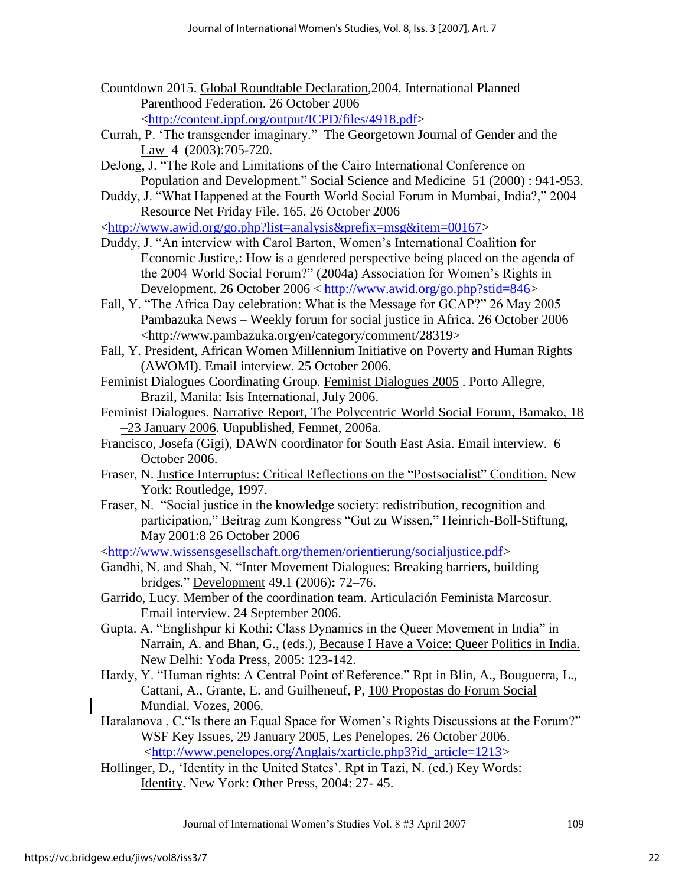Countdown 2015. Global Roundtable Declaration,2004. International Planned Parenthood Federation. 26 October 2006 <http://content.ippf.org/output/ICPD/files/4918.pdf>

Currah, P. 'The transgender imaginary." The Georgetown Journal of Gender and the Law 4 (2003):705-720.

DeJong, J. "The Role and Limitations of the Cairo International Conference on Population and Development." Social Science and Medicine 51 (2000) : 941-953.

Duddy, J. "What Happened at the Fourth World Social Forum in Mumbai, India?," 2004 Resource Net Friday File. 165. 26 October 2006 <http://www.awid.org/go.php?list=analysis&prefix=msg&item=00167>

Duddy, J. "An interview with Carol Barton, Women's International Coalition for Economic Justice,: How is a gendered perspective being placed on the agenda of the 2004 World Social Forum?" (2004a) Association for Women's Rights in Development. 26 October 2006 < http://www.awid.org/go.php?stid=846>

Fall, Y. "The Africa Day celebration: What is the Message for GCAP?" 26 May 2005 Pambazuka News – Weekly forum for social justice in Africa. 26 October 2006 <http://www.pambazuka.org/en/category/comment/28319>

Fall, Y. President, African Women Millennium Initiative on Poverty and Human Rights (AWOMI). Email interview. 25 October 2006.

Feminist Dialogues Coordinating Group. Feminist Dialogues 2005 . Porto Allegre, Brazil, Manila: Isis International, July 2006.

Feminist Dialogues. Narrative Report, The Polycentric World Social Forum, Bamako, 18 –23 January 2006. Unpublished, Femnet, 2006a.

Francisco, Josefa (Gigi), DAWN coordinator for South East Asia. Email interview. 6 October 2006.

Fraser, N. Justice Interruptus: Critical Reflections on the "Postsocialist" Condition. New York: Routledge, 1997.

Fraser, N. "Social justice in the knowledge society: redistribution, recognition and participation," Beitrag zum Kongress "Gut zu Wissen," Heinrich-Boll-Stiftung, May 2001:8 26 October 2006 <http://www.wissensgesellschaft.org/themen/orientierung/socialjustice.pdf>

Gandhi, N. and Shah, N. "Inter Movement Dialogues: Breaking barriers, building bridges." Development 49.1 (2006): 72–76.

Garrido, Lucy. Member of the coordination team. Articulación Feminista Marcosur. Email interview. 24 September 2006.

Gupta. A. "Englishpur ki Kothi: Class Dynamics in the Queer Movement in India" in Narrain, A. and Bhan, G., (eds.), Because I Have a Voice: Queer Politics in India. New Delhi: Yoda Press, 2005: 123-142.

Hardy, Y. "Human rights: A Central Point of Reference." Rpt in Blin, A., Bouguerra, L., Cattani, A., Grante, E. and Guilheneuf, P, 100 Propostas do Forum Social Mundial. Vozes, 2006.

Haralanova , C."Is there an Equal Space for Women's Rights Discussions at the Forum?" WSF Key Issues, 29 January 2005, Les Penelopes. 26 October 2006. <http://www.penelopes.org/Anglais/xarticle.php3?id_article=1213>

Hollinger, D., 'Identity in the United States'. Rpt in Tazi, N. (ed.) Key Words: Identity. New York: Other Press, 2004: 27- 45.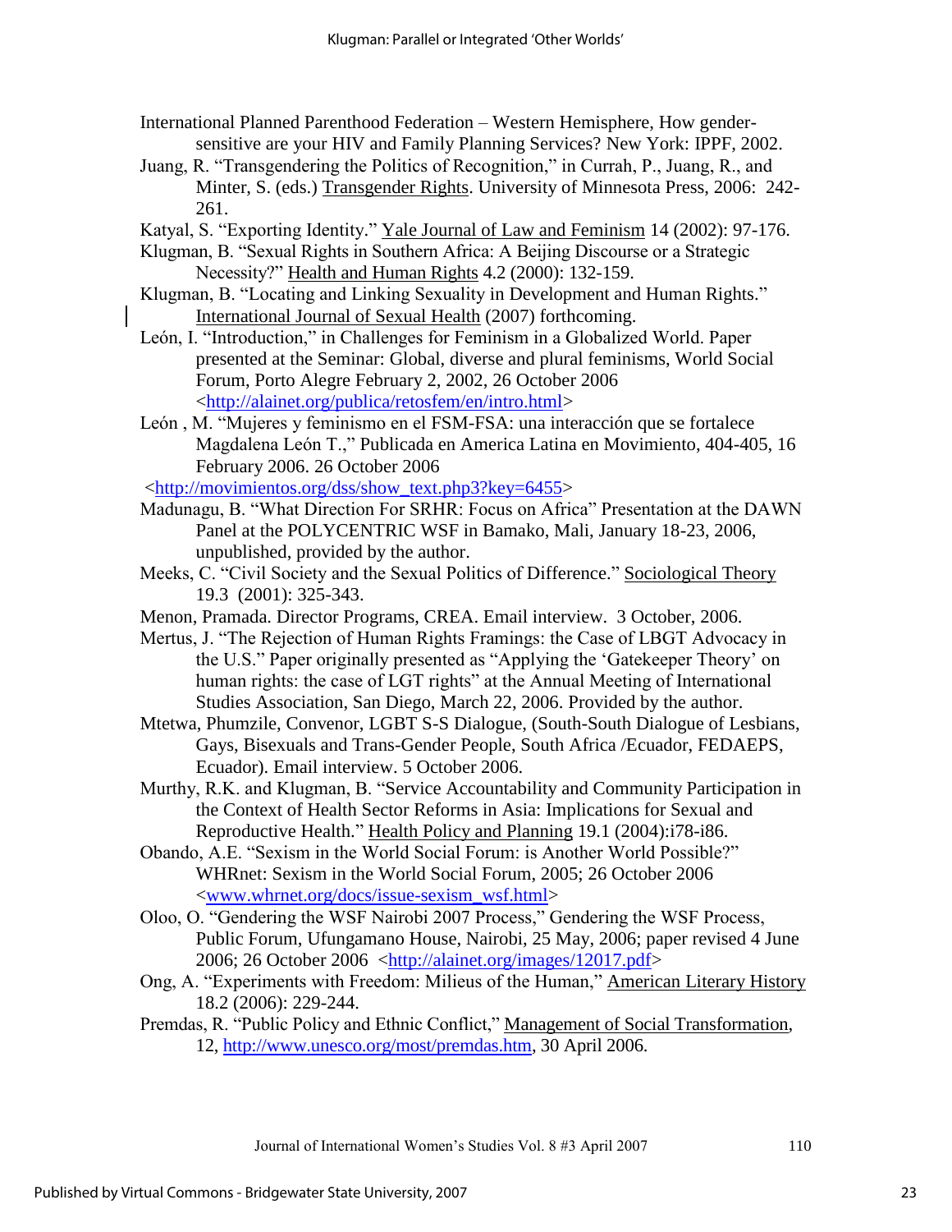International Planned Parenthood Federation – Western Hemisphere, How gender-sensitive are your HIV and Family Planning Services? New York: IPPF, 2002.

Juang, R. "Transgendering the Politics of Recognition," in Currah, P., Juang, R., and Minter, S. (eds.) Transgender Rights. University of Minnesota Press, 2006: 242-261.

Katyal, S. "Exporting Identity." Yale Journal of Law and Feminism 14 (2002): 97-176.

Klugman, B. "Sexual Rights in Southern Africa: A Beijing Discourse or a Strategic Necessity?" Health and Human Rights 4.2 (2000): 132-159.

Klugman, B. "Locating and Linking Sexuality in Development and Human Rights." International Journal of Sexual Health (2007) forthcoming.

León, I. "Introduction," in Challenges for Feminism in a Globalized World. Paper presented at the Seminar: Global, diverse and plural feminisms, World Social Forum, Porto Alegre February 2, 2002, 26 October 2006 <http://alainet.org/publica/retosfem/en/intro.html>

León , M. "Mujeres y feminismo en el FSM-FSA: una interacción que se fortalece Magdalena León T.," Publicada en America Latina en Movimiento, 404-405, 16 February 2006. 26 October 2006 <http://movimientos.org/dss/show_text.php3?key=6455>

Madunagu, B. "What Direction For SRHR: Focus on Africa" Presentation at the DAWN Panel at the POLYCENTRIC WSF in Bamako, Mali, January 18-23, 2006, unpublished, provided by the author.

Meeks, C. "Civil Society and the Sexual Politics of Difference." Sociological Theory 19.3 (2001): 325-343.

Menon, Pramada. Director Programs, CREA. Email interview. 3 October, 2006.

Mertus, J. "The Rejection of Human Rights Framings: the Case of LBGT Advocacy in the U.S." Paper originally presented as "Applying the 'Gatekeeper Theory' on human rights: the case of LGT rights" at the Annual Meeting of International Studies Association, San Diego, March 22, 2006. Provided by the author.

Mtetwa, Phumzile, Convenor, LGBT S-S Dialogue, (South-South Dialogue of Lesbians, Gays, Bisexuals and Trans-Gender People, South Africa /Ecuador, FEDAEPS, Ecuador). Email interview. 5 October 2006.

Murthy, R.K. and Klugman, B. "Service Accountability and Community Participation in the Context of Health Sector Reforms in Asia: Implications for Sexual and Reproductive Health." Health Policy and Planning 19.1 (2004):i78-i86.

Obando, A.E. "Sexism in the World Social Forum: is Another World Possible?" WHRnet: Sexism in the World Social Forum, 2005; 26 October 2006 <www.whrnet.org/docs/issue-sexism_wsf.html>

Oloo, O. "Gendering the WSF Nairobi 2007 Process," Gendering the WSF Process, Public Forum, Ufungamano House, Nairobi, 25 May, 2006; paper revised 4 June 2006; 26 October 2006 <http://alainet.org/images/12017.pdf>

Ong, A. "Experiments with Freedom: Milieus of the Human," American Literary History 18.2 (2006): 229-244.

Premdas, R. "Public Policy and Ethnic Conflict," Management of Social Transformation, 12, http://www.unesco.org/most/premdas.htm, 30 April 2006.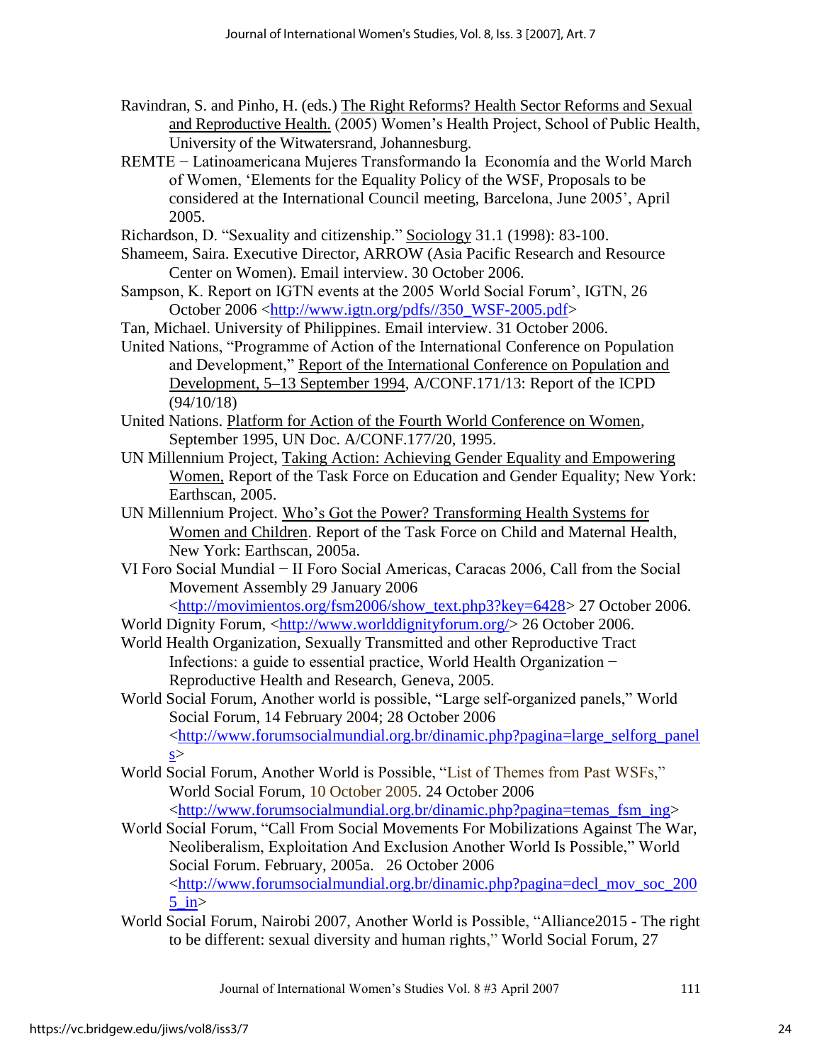Ravindran, S. and Pinho, H. (eds.) The Right Reforms? Health Sector Reforms and Sexual and Reproductive Health. (2005) Women's Health Project, School of Public Health, University of the Witwatersrand, Johannesburg.

REMTE − Latinoamericana Mujeres Transformando la Economía and the World March of Women, 'Elements for the Equality Policy of the WSF, Proposals to be considered at the International Council meeting, Barcelona, June 2005', April 2005.

Richardson, D. "Sexuality and citizenship." Sociology 31.1 (1998): 83-100.

Shameem, Saira. Executive Director, ARROW (Asia Pacific Research and Resource Center on Women). Email interview. 30 October 2006.

Sampson, K. Report on IGTN events at the 2005 World Social Forum', IGTN, 26 October 2006 <http://www.igtn.org/pdfs//350_WSF-2005.pdf>

Tan, Michael. University of Philippines. Email interview. 31 October 2006.

United Nations, "Programme of Action of the International Conference on Population and Development," Report of the International Conference on Population and Development, 5–13 September 1994, A/CONF.171/13: Report of the ICPD (94/10/18)

United Nations. Platform for Action of the Fourth World Conference on Women, September 1995, UN Doc. A/CONF.177/20, 1995.

UN Millennium Project, Taking Action: Achieving Gender Equality and Empowering Women, Report of the Task Force on Education and Gender Equality; New York: Earthscan, 2005.

UN Millennium Project. Who's Got the Power? Transforming Health Systems for Women and Children. Report of the Task Force on Child and Maternal Health, New York: Earthscan, 2005a.

VI Foro Social Mundial − II Foro Social Americas, Caracas 2006, Call from the Social Movement Assembly 29 January 2006 <http://movimientos.org/fsm2006/show_text.php3?key=6428> 27 October 2006.

World Dignity Forum, <http://www.worlddignityforum.org/> 26 October 2006.

World Health Organization, Sexually Transmitted and other Reproductive Tract Infections: a guide to essential practice, World Health Organization − Reproductive Health and Research, Geneva, 2005.

World Social Forum, Another world is possible, "Large self-organized panels," World Social Forum, 14 February 2004; 28 October 2006 <http://www.forumsocialmundial.org.br/dinamic.php?pagina=large_selforg_panels>

World Social Forum, Another World is Possible, "List of Themes from Past WSFs," World Social Forum, 10 October 2005. 24 October 2006 <http://www.forumsocialmundial.org.br/dinamic.php?pagina=temas_fsm_ing>

World Social Forum, "Call From Social Movements For Mobilizations Against The War, Neoliberalism, Exploitation And Exclusion Another World Is Possible," World Social Forum. February, 2005a. 26 October 2006 <http://www.forumsocialmundial.org.br/dinamic.php?pagina=decl_mov_soc_2005_in>

World Social Forum, Nairobi 2007, Another World is Possible, "Alliance2015 - The right to be different: sexual diversity and human rights," World Social Forum, 27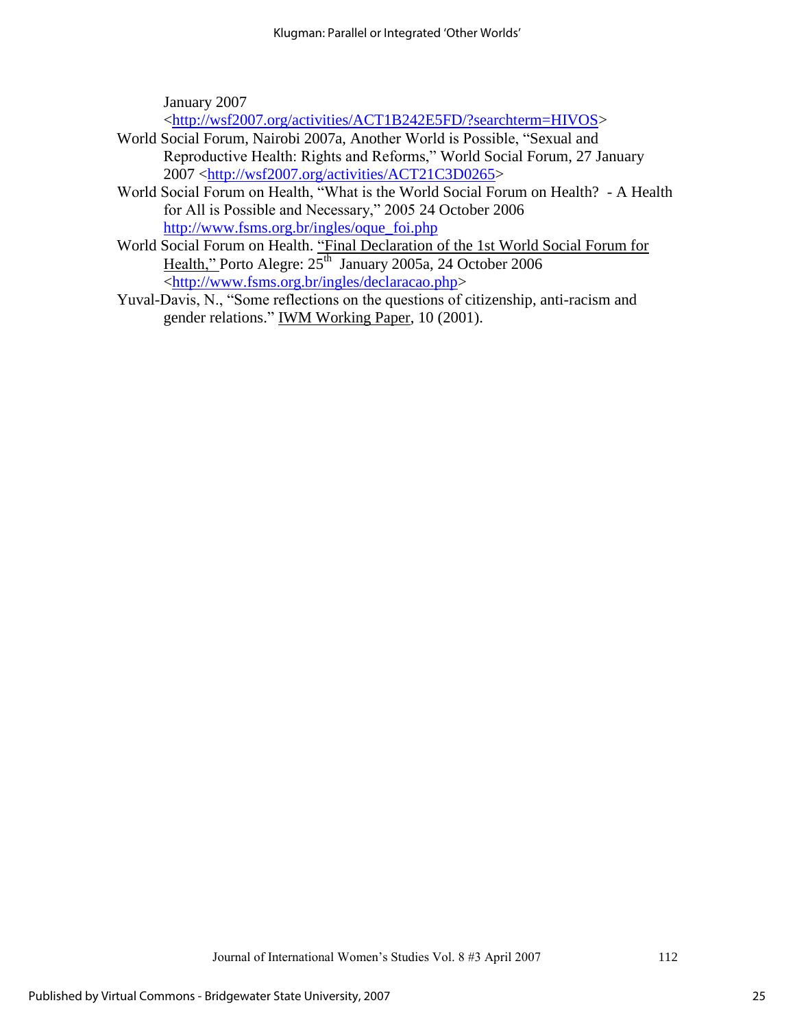January 2007 <http://wsf2007.org/activities/ACT1B242E5FD/?searchterm=HIVOS>

World Social Forum, Nairobi 2007a, Another World is Possible, "Sexual and Reproductive Health: Rights and Reforms," World Social Forum, 27 January 2007 <http://wsf2007.org/activities/ACT21C3D0265>

World Social Forum on Health, "What is the World Social Forum on Health? - A Health for All is Possible and Necessary," 2005 24 October 2006 http://www.fsms.org.br/ingles/oque_foi.php

World Social Forum on Health. "Final Declaration of the 1st World Social Forum for Health," Porto Alegre: 25th January 2005a, 24 October 2006 <http://www.fsms.org.br/ingles/declaracao.php>

Yuval-Davis, N., "Some reflections on the questions of citizenship, anti-racism and gender relations." IWM Working Paper, 10 (2001).